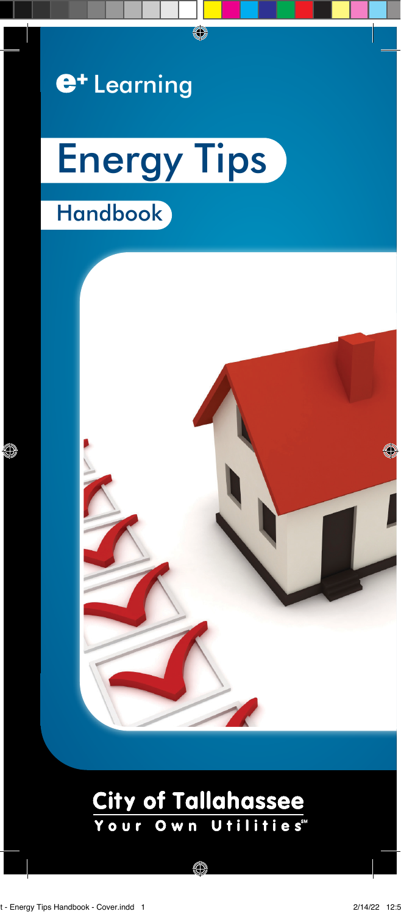e+ Learning

# Energy Tips

## Handbook

**City of Tallahassee**

Your Own Utilities℠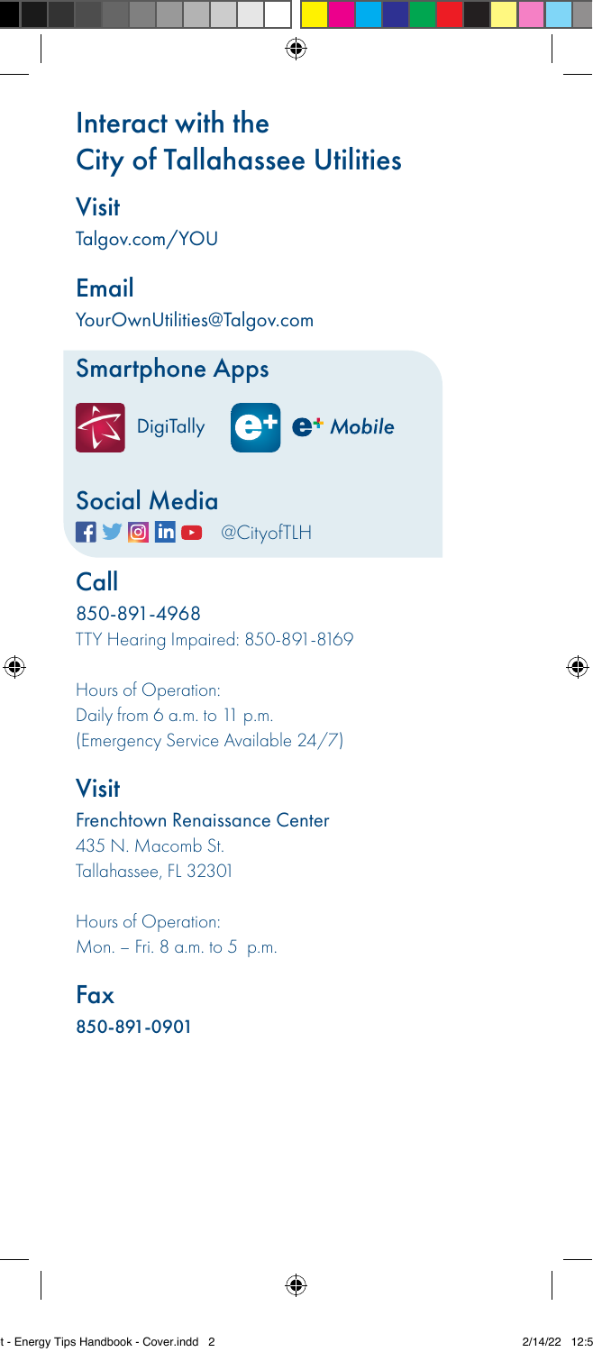# Interact with the City of Tallahassee Utilities

## Visit

Talgov.com/YOU

## Email

YourOwnUtilities@Talgov.com

## Smartphone Apps

DigiTally

e+ *Mobile*

## Social Media

@CityofTLH

## Call

850-891-4968

TTY Hearing Impaired: 850-891-8169

Hours of Operation:
Daily from 6 a.m. to 11 p.m.
(Emergency Service Available 24/7)

## Visit

Frenchtown Renaissance Center
435 N. Macomb St.
Tallahassee, FL 32301

Hours of Operation:
Mon. – Fri. 8 a.m. to 5 p.m.

## Fax

850-891-0901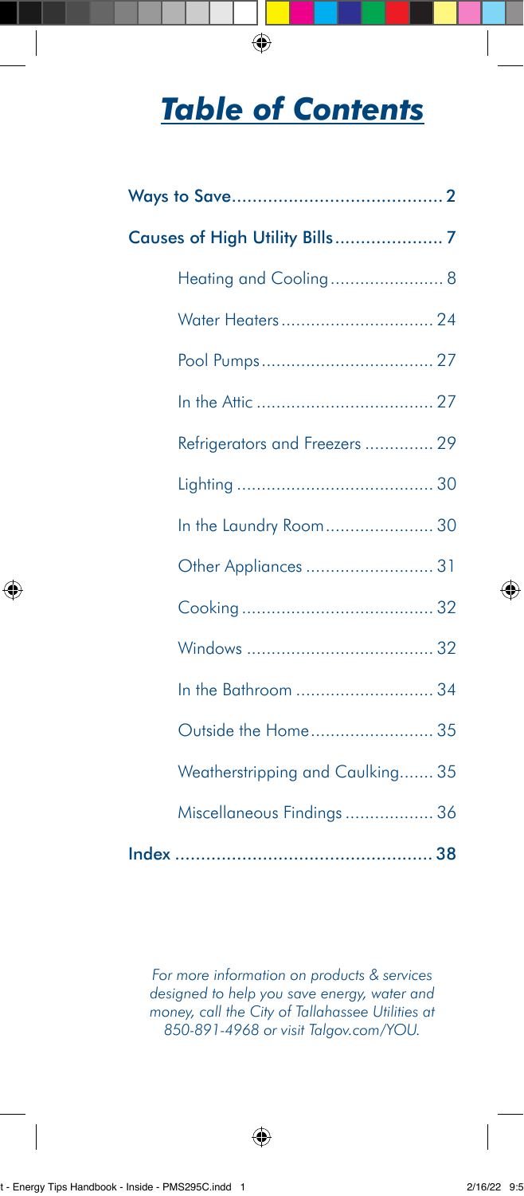# *Table of Contents*

- Ways to Save ........................................ 2
- Causes of High Utility Bills ..................... 7
  - Heating and Cooling ....................... 8
  - Water Heaters ............................... 24
  - Pool Pumps ................................... 27
  - In the Attic .................................... 27
  - Refrigerators and Freezers ............. 29
  - Lighting ........................................ 30
  - In the Laundry Room ...................... 30
  - Other Appliances .......................... 31
  - Cooking ....................................... 32
  - Windows ...................................... 32
  - In the Bathroom ............................ 34
  - Outside the Home ......................... 35
  - Weatherstripping and Caulking ....... 35
  - Miscellaneous Findings .................. 36
- Index ................................................. 38

*For more information on products & services designed to help you save energy, water and money, call the City of Tallahassee Utilities at 850-891-4968 or visit Talgov.com/YOU.*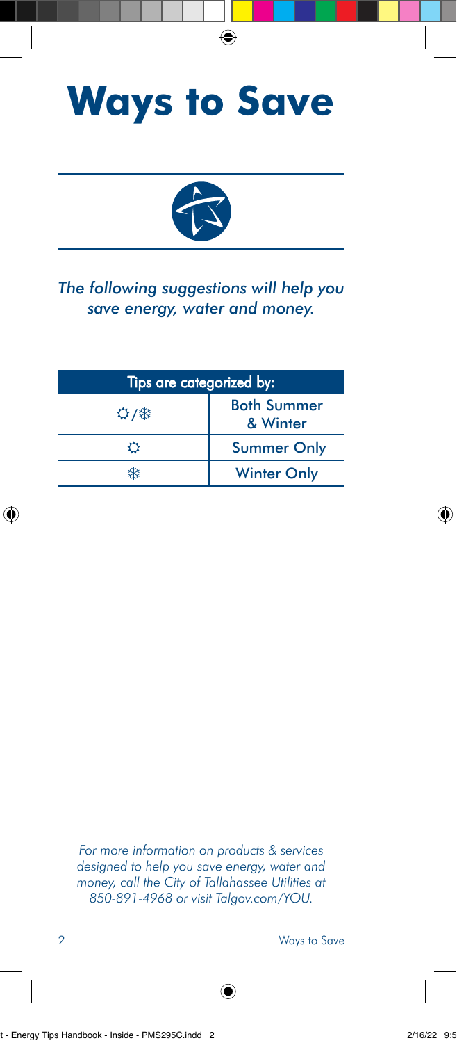# Ways to Save

*The following suggestions will help you save energy, water and money.*

| Tips are categorized by: | |
|---|---|
| ☼/❄ | Both Summer & Winter |
| ☼ | Summer Only |
| ❄ | Winter Only |

*For more information on products & services designed to help you save energy, water and money, call the City of Tallahassee Utilities at 850-891-4968 or visit Talgov.com/YOU.*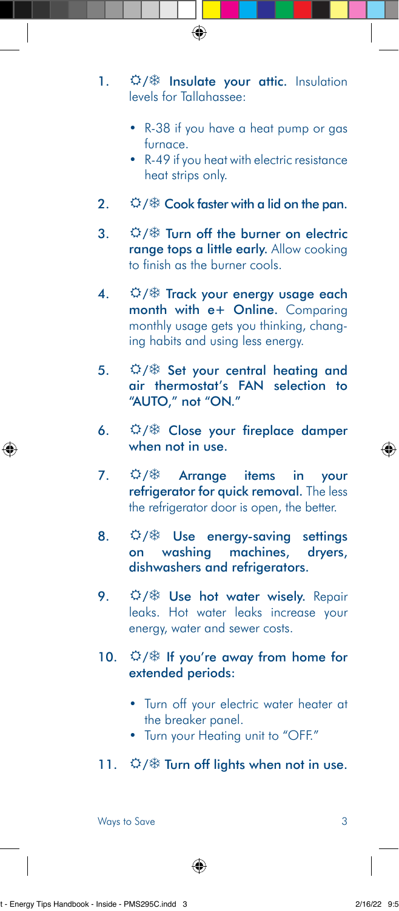1. ☼/❄ **Insulate your attic.** Insulation levels for Tallahassee:

    - R-38 if you have a heat pump or gas furnace.
    - R-49 if you heat with electric resistance heat strips only.

2. ☼/❄ **Cook faster with a lid on the pan.**

3. ☼/❄ **Turn off the burner on electric range tops a little early.** Allow cooking to finish as the burner cools.

4. ☼/❄ **Track your energy usage each month with e+ Online.** Comparing monthly usage gets you thinking, changing habits and using less energy.

5. ☼/❄ **Set your central heating and air thermostat's FAN selection to "AUTO," not "ON."**

6. ☼/❄ **Close your fireplace damper when not in use.**

7. ☼/❄ **Arrange items in your refrigerator for quick removal.** The less the refrigerator door is open, the better.

8. ☼/❄ **Use energy-saving settings on washing machines, dryers, dishwashers and refrigerators.**

9. ☼/❄ **Use hot water wisely.** Repair leaks. Hot water leaks increase your energy, water and sewer costs.

10. ☼/❄ **If you're away from home for extended periods:**

    - Turn off your electric water heater at the breaker panel.
    - Turn your Heating unit to "OFF."

11. ☼/❄ **Turn off lights when not in use.**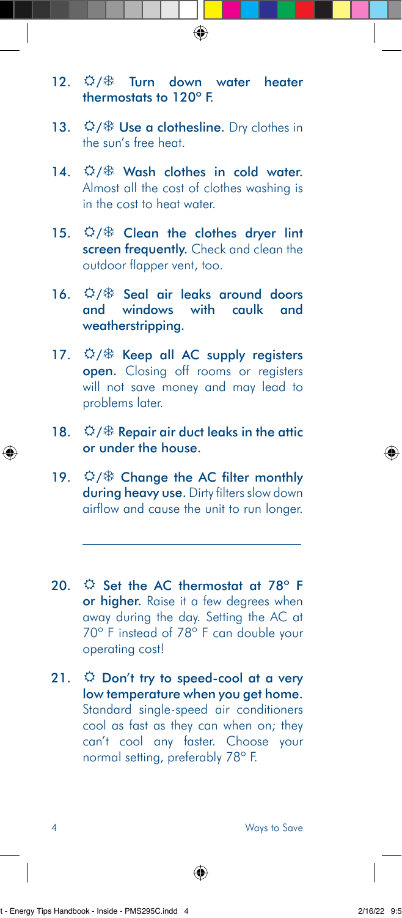12. ☼/❄ **Turn down water heater thermostats to 120° F.**

13. ☼/❄ **Use a clothesline.** Dry clothes in the sun's free heat.

14. ☼/❄ **Wash clothes in cold water.** Almost all the cost of clothes washing is in the cost to heat water.

15. ☼/❄ **Clean the clothes dryer lint screen frequently.** Check and clean the outdoor flapper vent, too.

16. ☼/❄ **Seal air leaks around doors and windows with caulk and weatherstripping.**

17. ☼/❄ **Keep all AC supply registers open.** Closing off rooms or registers will not save money and may lead to problems later.

18. ☼/❄ **Repair air duct leaks in the attic or under the house.**

19. ☼/❄ **Change the AC filter monthly during heavy use.** Dirty filters slow down airflow and cause the unit to run longer.

---

20. ☼ **Set the AC thermostat at 78° F or higher.** Raise it a few degrees when away during the day. Setting the AC at 70° F instead of 78° F can double your operating cost!

21. ☼ **Don't try to speed-cool at a very low temperature when you get home.** Standard single-speed air conditioners cool as fast as they can when on; they can't cool any faster. Choose your normal setting, preferably 78° F.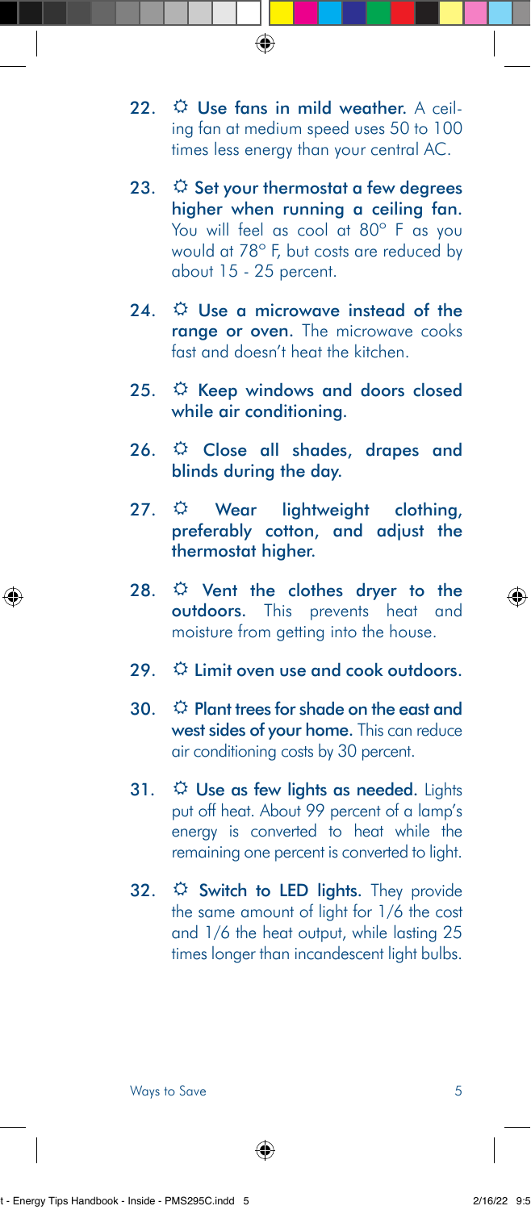22. ☼ **Use fans in mild weather.** A ceiling fan at medium speed uses 50 to 100 times less energy than your central AC.

23. ☼ **Set your thermostat a few degrees higher when running a ceiling fan.** You will feel as cool at 80° F as you would at 78° F, but costs are reduced by about 15 - 25 percent.

24. ☼ **Use a microwave instead of the range or oven.** The microwave cooks fast and doesn't heat the kitchen.

25. ☼ **Keep windows and doors closed while air conditioning.**

26. ☼ **Close all shades, drapes and blinds during the day.**

27. ☼ **Wear lightweight clothing, preferably cotton, and adjust the thermostat higher.**

28. ☼ **Vent the clothes dryer to the outdoors.** This prevents heat and moisture from getting into the house.

29. ☼ **Limit oven use and cook outdoors.**

30. ☼ **Plant trees for shade on the east and west sides of your home.** This can reduce air conditioning costs by 30 percent.

31. ☼ **Use as few lights as needed.** Lights put off heat. About 99 percent of a lamp's energy is converted to heat while the remaining one percent is converted to light.

32. ☼ **Switch to LED lights.** They provide the same amount of light for 1/6 the cost and 1/6 the heat output, while lasting 25 times longer than incandescent light bulbs.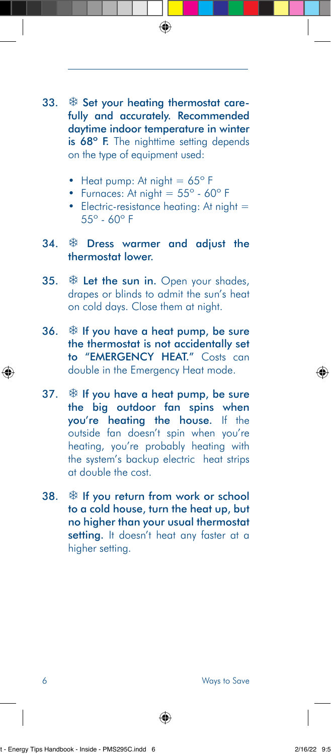33. ❄ **Set your heating thermostat carefully and accurately. Recommended daytime indoor temperature in winter is 68° F.** The nighttime setting depends on the type of equipment used:

    - Heat pump: At night = 65° F
    - Furnaces: At night = 55° - 60° F
    - Electric-resistance heating: At night = 55° - 60° F

34. ❄ **Dress warmer and adjust the thermostat lower.**

35. ❄ **Let the sun in.** Open your shades, drapes or blinds to admit the sun's heat on cold days. Close them at night.

36. ❄ **If you have a heat pump, be sure the thermostat is not accidentally set to "EMERGENCY HEAT."** Costs can double in the Emergency Heat mode.

37. ❄ **If you have a heat pump, be sure the big outdoor fan spins when you're heating the house.** If the outside fan doesn't spin when you're heating, you're probably heating with the system's backup electric heat strips at double the cost.

38. ❄ **If you return from work or school to a cold house, turn the heat up, but no higher than your usual thermostat setting.** It doesn't heat any faster at a higher setting.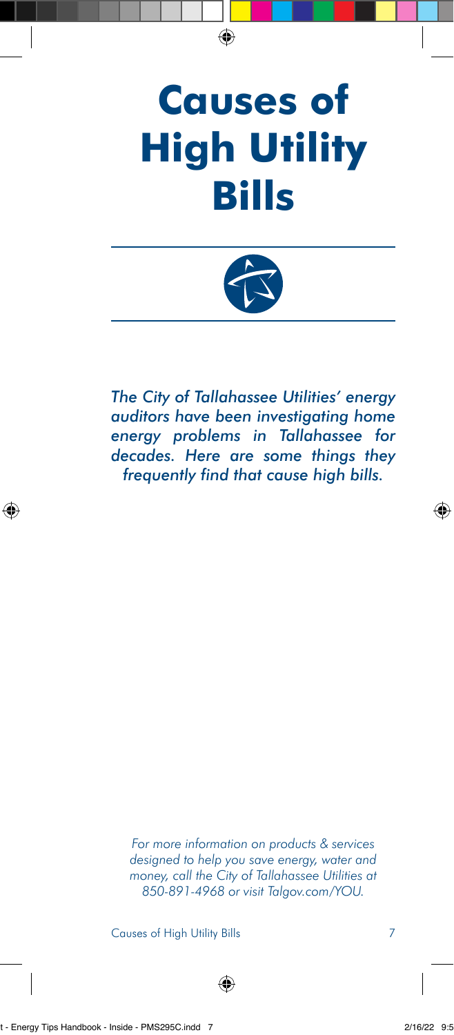# Causes of High Utility Bills

*The City of Tallahassee Utilities' energy auditors have been investigating home energy problems in Tallahassee for decades. Here are some things they frequently find that cause high bills.*

*For more information on products & services designed to help you save energy, water and money, call the City of Tallahassee Utilities at 850-891-4968 or visit Talgov.com/YOU.*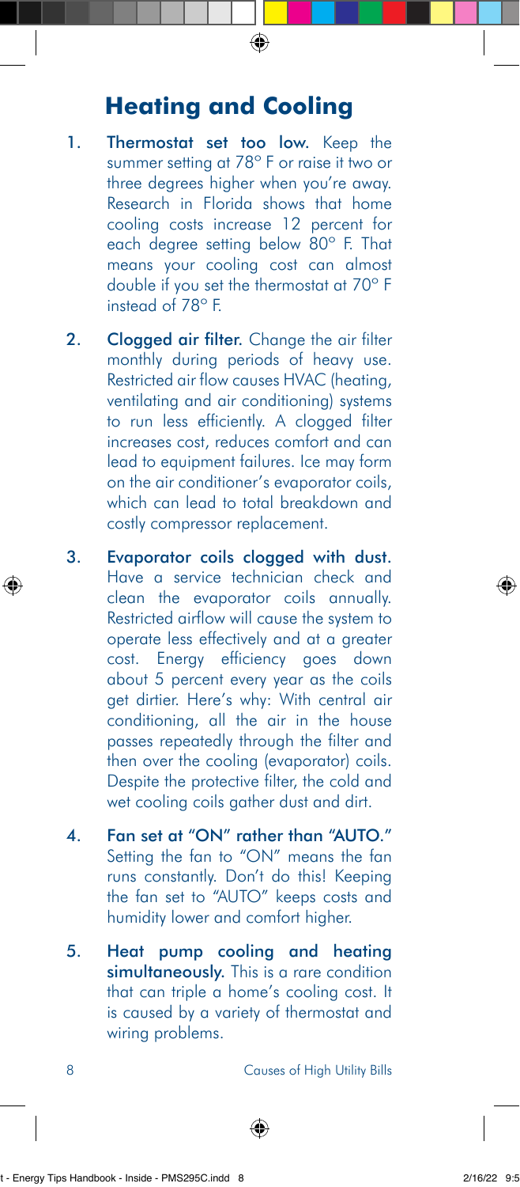# Heating and Cooling

1. **Thermostat set too low.** Keep the summer setting at 78° F or raise it two or three degrees higher when you're away. Research in Florida shows that home cooling costs increase 12 percent for each degree setting below 80° F. That means your cooling cost can almost double if you set the thermostat at 70° F instead of 78° F.

2. **Clogged air filter.** Change the air filter monthly during periods of heavy use. Restricted air flow causes HVAC (heating, ventilating and air conditioning) systems to run less efficiently. A clogged filter increases cost, reduces comfort and can lead to equipment failures. Ice may form on the air conditioner's evaporator coils, which can lead to total breakdown and costly compressor replacement.

3. **Evaporator coils clogged with dust.** Have a service technician check and clean the evaporator coils annually. Restricted airflow will cause the system to operate less effectively and at a greater cost. Energy efficiency goes down about 5 percent every year as the coils get dirtier. Here's why: With central air conditioning, all the air in the house passes repeatedly through the filter and then over the cooling (evaporator) coils. Despite the protective filter, the cold and wet cooling coils gather dust and dirt.

4. **Fan set at "ON" rather than "AUTO."** Setting the fan to "ON" means the fan runs constantly. Don't do this! Keeping the fan set to "AUTO" keeps costs and humidity lower and comfort higher.

5. **Heat pump cooling and heating simultaneously.** This is a rare condition that can triple a home's cooling cost. It is caused by a variety of thermostat and wiring problems.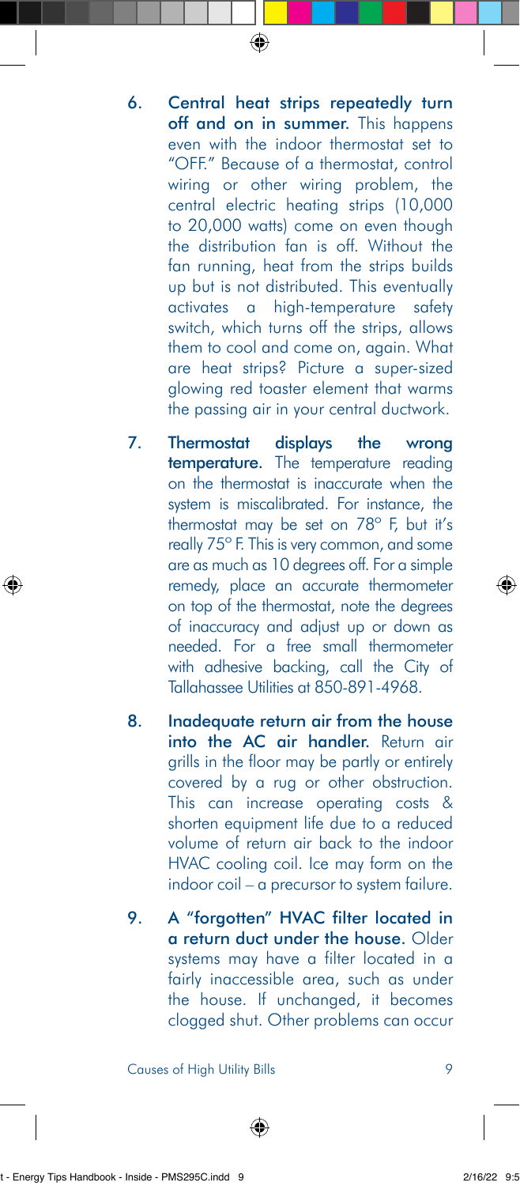6. **Central heat strips repeatedly turn off and on in summer.** This happens even with the indoor thermostat set to "OFF." Because of a thermostat, control wiring or other wiring problem, the central electric heating strips (10,000 to 20,000 watts) come on even though the distribution fan is off. Without the fan running, heat from the strips builds up but is not distributed. This eventually activates a high-temperature safety switch, which turns off the strips, allows them to cool and come on, again. What are heat strips? Picture a super-sized glowing red toaster element that warms the passing air in your central ductwork.

7. **Thermostat displays the wrong temperature.** The temperature reading on the thermostat is inaccurate when the system is miscalibrated. For instance, the thermostat may be set on 78° F, but it's really 75° F. This is very common, and some are as much as 10 degrees off. For a simple remedy, place an accurate thermometer on top of the thermostat, note the degrees of inaccuracy and adjust up or down as needed. For a free small thermometer with adhesive backing, call the City of Tallahassee Utilities at 850-891-4968.

8. **Inadequate return air from the house into the AC air handler.** Return air grills in the floor may be partly or entirely covered by a rug or other obstruction. This can increase operating costs & shorten equipment life due to a reduced volume of return air back to the indoor HVAC cooling coil. Ice may form on the indoor coil – a precursor to system failure.

9. **A "forgotten" HVAC filter located in a return duct under the house.** Older systems may have a filter located in a fairly inaccessible area, such as under the house. If unchanged, it becomes clogged shut. Other problems can occur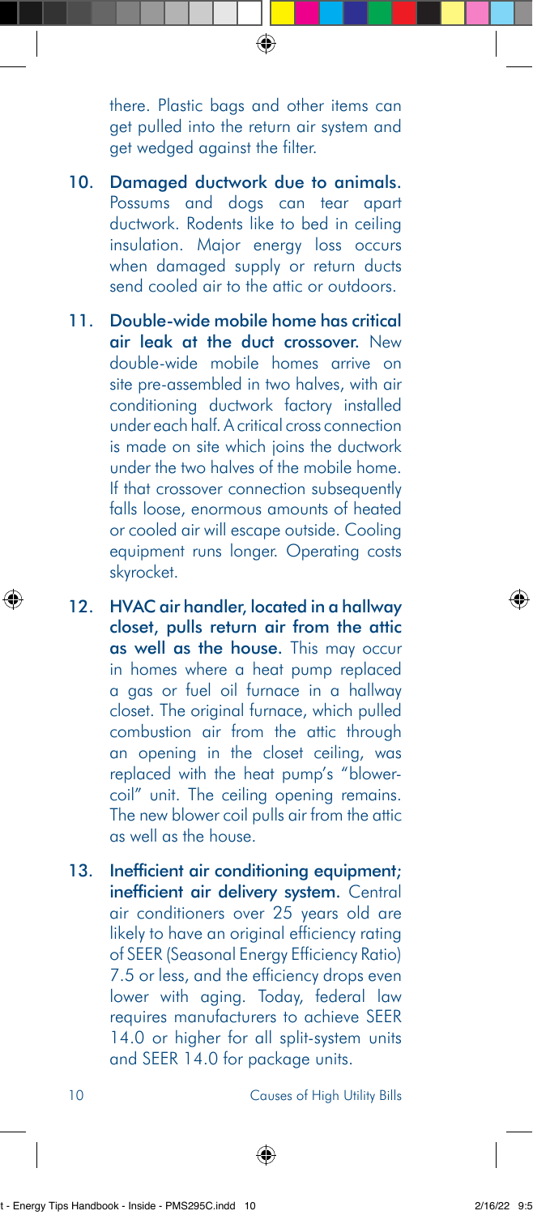there. Plastic bags and other items can get pulled into the return air system and get wedged against the filter.

10. **Damaged ductwork due to animals.** Possums and dogs can tear apart ductwork. Rodents like to bed in ceiling insulation. Major energy loss occurs when damaged supply or return ducts send cooled air to the attic or outdoors.

11. **Double-wide mobile home has critical air leak at the duct crossover.** New double-wide mobile homes arrive on site pre-assembled in two halves, with air conditioning ductwork factory installed under each half. A critical cross connection is made on site which joins the ductwork under the two halves of the mobile home. If that crossover connection subsequently falls loose, enormous amounts of heated or cooled air will escape outside. Cooling equipment runs longer. Operating costs skyrocket.

12. **HVAC air handler, located in a hallway closet, pulls return air from the attic as well as the house.** This may occur in homes where a heat pump replaced a gas or fuel oil furnace in a hallway closet. The original furnace, which pulled combustion air from the attic through an opening in the closet ceiling, was replaced with the heat pump's "blower-coil" unit. The ceiling opening remains. The new blower coil pulls air from the attic as well as the house.

13. **Inefficient air conditioning equipment; inefficient air delivery system.** Central air conditioners over 25 years old are likely to have an original efficiency rating of SEER (Seasonal Energy Efficiency Ratio) 7.5 or less, and the efficiency drops even lower with aging. Today, federal law requires manufacturers to achieve SEER 14.0 or higher for all split-system units and SEER 14.0 for package units.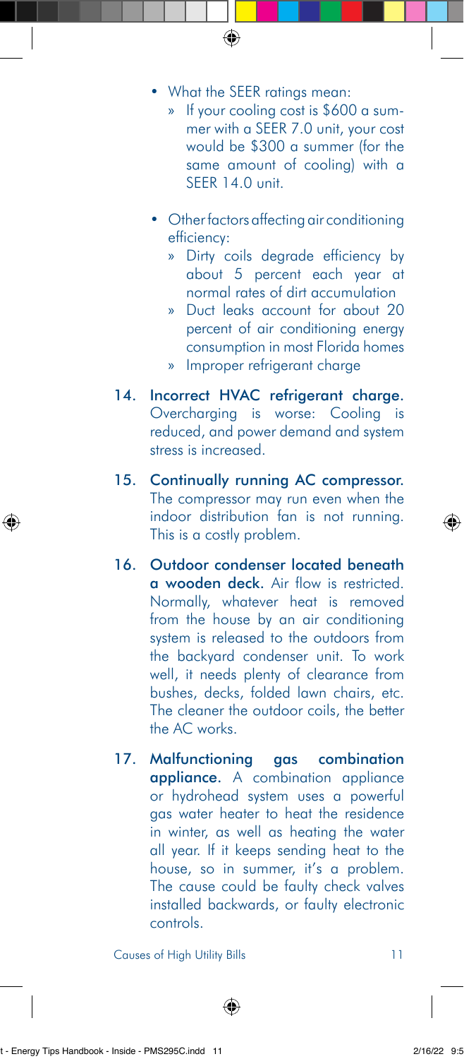- What the SEER ratings mean:
  - If your cooling cost is $600 a summer with a SEER 7.0 unit, your cost would be $300 a summer (for the same amount of cooling) with a SEER 14.0 unit.
- Other factors affecting air conditioning efficiency:
  - Dirty coils degrade efficiency by about 5 percent each year at normal rates of dirt accumulation
  - Duct leaks account for about 20 percent of air conditioning energy consumption in most Florida homes
  - Improper refrigerant charge

14. **Incorrect HVAC refrigerant charge.** Overcharging is worse: Cooling is reduced, and power demand and system stress is increased.

15. **Continually running AC compressor.** The compressor may run even when the indoor distribution fan is not running. This is a costly problem.

16. **Outdoor condenser located beneath a wooden deck.** Air flow is restricted. Normally, whatever heat is removed from the house by an air conditioning system is released to the outdoors from the backyard condenser unit. To work well, it needs plenty of clearance from bushes, decks, folded lawn chairs, etc. The cleaner the outdoor coils, the better the AC works.

17. **Malfunctioning gas combination appliance.** A combination appliance or hydrohead system uses a powerful gas water heater to heat the residence in winter, as well as heating the water all year. If it keeps sending heat to the house, so in summer, it's a problem. The cause could be faulty check valves installed backwards, or faulty electronic controls.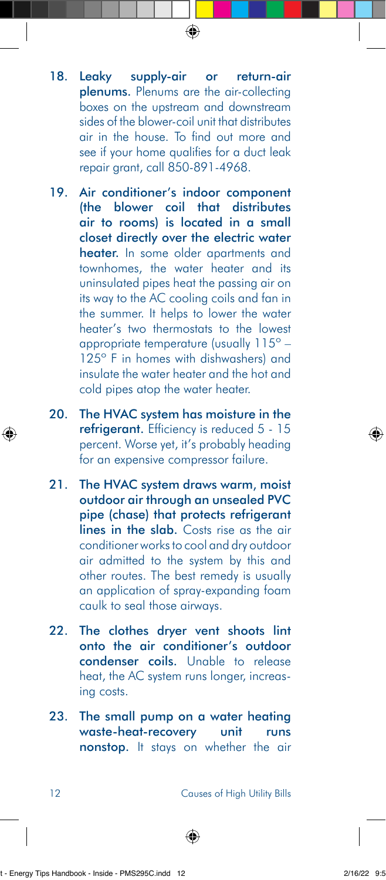18. **Leaky supply-air or return-air plenums.** Plenums are the air-collecting boxes on the upstream and downstream sides of the blower-coil unit that distributes air in the house. To find out more and see if your home qualifies for a duct leak repair grant, call 850-891-4968.

19. **Air conditioner's indoor component (the blower coil that distributes air to rooms) is located in a small closet directly over the electric water heater.** In some older apartments and townhomes, the water heater and its uninsulated pipes heat the passing air on its way to the AC cooling coils and fan in the summer. It helps to lower the water heater's two thermostats to the lowest appropriate temperature (usually 115° – 125° F in homes with dishwashers) and insulate the water heater and the hot and cold pipes atop the water heater.

20. **The HVAC system has moisture in the refrigerant.** Efficiency is reduced 5 - 15 percent. Worse yet, it's probably heading for an expensive compressor failure.

21. **The HVAC system draws warm, moist outdoor air through an unsealed PVC pipe (chase) that protects refrigerant lines in the slab.** Costs rise as the air conditioner works to cool and dry outdoor air admitted to the system by this and other routes. The best remedy is usually an application of spray-expanding foam caulk to seal those airways.

22. **The clothes dryer vent shoots lint onto the air conditioner's outdoor condenser coils.** Unable to release heat, the AC system runs longer, increasing costs.

23. **The small pump on a water heating waste-heat-recovery unit runs nonstop.** It stays on whether the air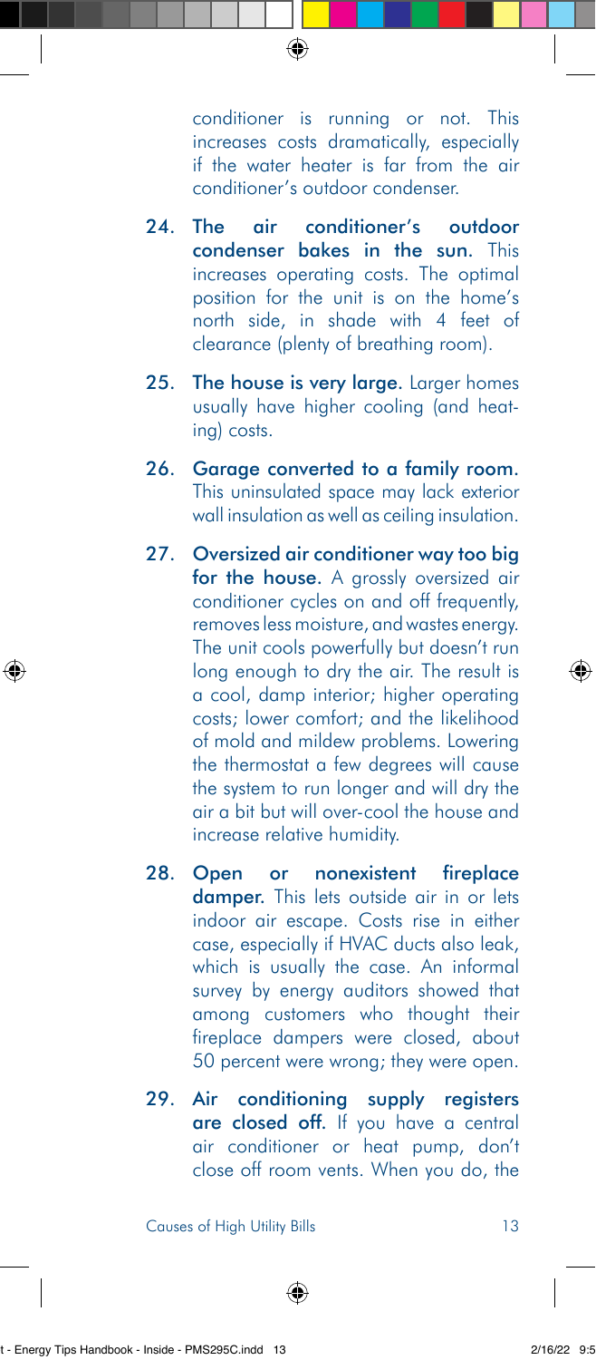conditioner is running or not. This increases costs dramatically, especially if the water heater is far from the air conditioner's outdoor condenser.

24. **The air conditioner's outdoor condenser bakes in the sun.** This increases operating costs. The optimal position for the unit is on the home's north side, in shade with 4 feet of clearance (plenty of breathing room).

25. **The house is very large.** Larger homes usually have higher cooling (and heating) costs.

26. **Garage converted to a family room.** This uninsulated space may lack exterior wall insulation as well as ceiling insulation.

27. **Oversized air conditioner way too big for the house.** A grossly oversized air conditioner cycles on and off frequently, removes less moisture, and wastes energy. The unit cools powerfully but doesn't run long enough to dry the air. The result is a cool, damp interior; higher operating costs; lower comfort; and the likelihood of mold and mildew problems. Lowering the thermostat a few degrees will cause the system to run longer and will dry the air a bit but will over-cool the house and increase relative humidity.

28. **Open or nonexistent fireplace damper.** This lets outside air in or lets indoor air escape. Costs rise in either case, especially if HVAC ducts also leak, which is usually the case. An informal survey by energy auditors showed that among customers who thought their fireplace dampers were closed, about 50 percent were wrong; they were open.

29. **Air conditioning supply registers are closed off.** If you have a central air conditioner or heat pump, don't close off room vents. When you do, the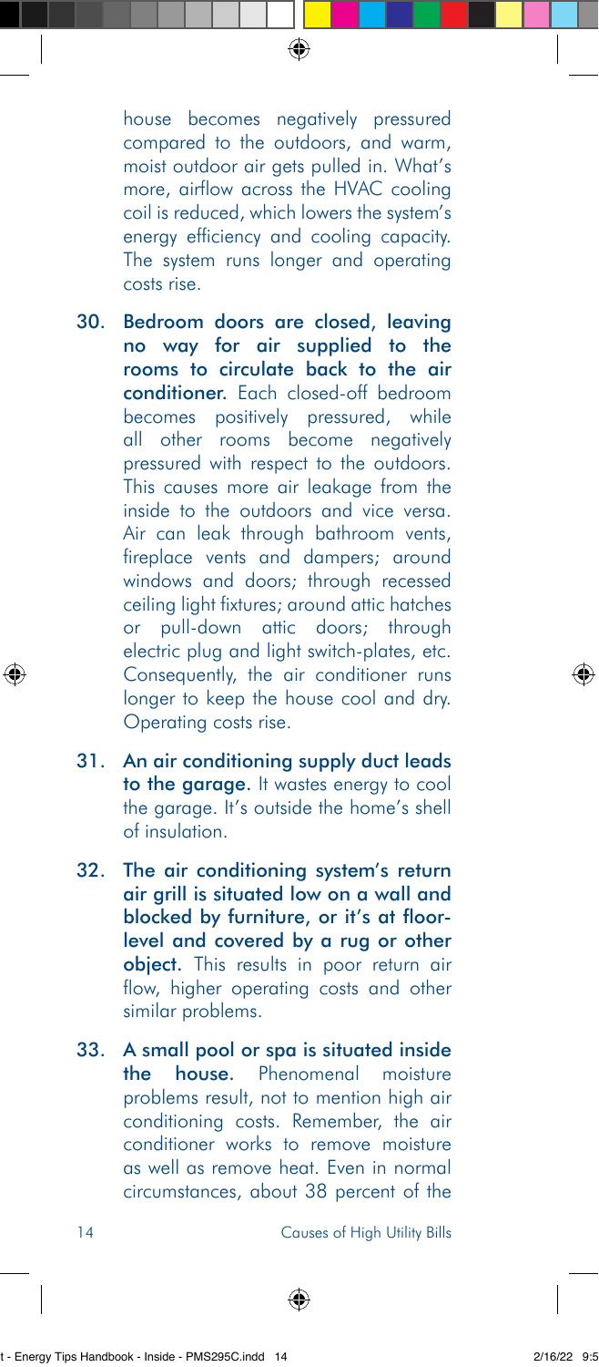house becomes negatively pressured compared to the outdoors, and warm, moist outdoor air gets pulled in. What's more, airflow across the HVAC cooling coil is reduced, which lowers the system's energy efficiency and cooling capacity. The system runs longer and operating costs rise.

30. **Bedroom doors are closed, leaving no way for air supplied to the rooms to circulate back to the air conditioner.** Each closed-off bedroom becomes positively pressured, while all other rooms become negatively pressured with respect to the outdoors. This causes more air leakage from the inside to the outdoors and vice versa. Air can leak through bathroom vents, fireplace vents and dampers; around windows and doors; through recessed ceiling light fixtures; around attic hatches or pull-down attic doors; through electric plug and light switch-plates, etc. Consequently, the air conditioner runs longer to keep the house cool and dry. Operating costs rise.

31. **An air conditioning supply duct leads to the garage.** It wastes energy to cool the garage. It's outside the home's shell of insulation.

32. **The air conditioning system's return air grill is situated low on a wall and blocked by furniture, or it's at floor-level and covered by a rug or other object.** This results in poor return air flow, higher operating costs and other similar problems.

33. **A small pool or spa is situated inside the house.** Phenomenal moisture problems result, not to mention high air conditioning costs. Remember, the air conditioner works to remove moisture as well as remove heat. Even in normal circumstances, about 38 percent of the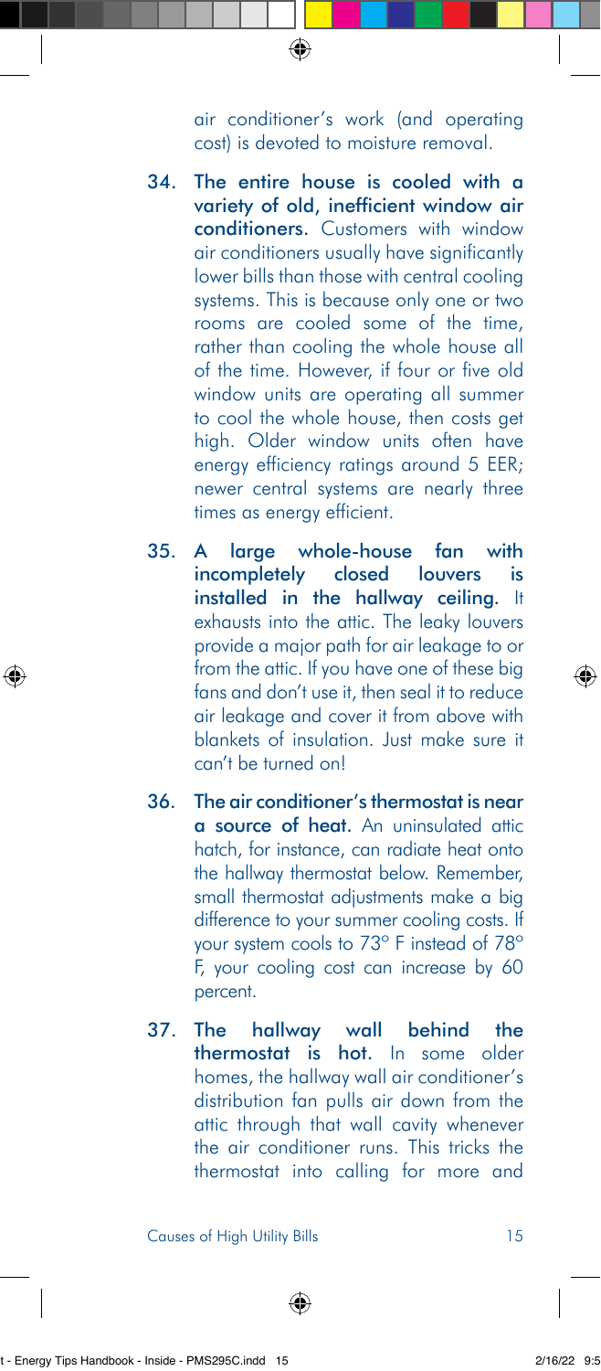air conditioner's work (and operating cost) is devoted to moisture removal.

34. **The entire house is cooled with a variety of old, inefficient window air conditioners.** Customers with window air conditioners usually have significantly lower bills than those with central cooling systems. This is because only one or two rooms are cooled some of the time, rather than cooling the whole house all of the time. However, if four or five old window units are operating all summer to cool the whole house, then costs get high. Older window units often have energy efficiency ratings around 5 EER; newer central systems are nearly three times as energy efficient.

35. **A large whole-house fan with incompletely closed louvers is installed in the hallway ceiling.** It exhausts into the attic. The leaky louvers provide a major path for air leakage to or from the attic. If you have one of these big fans and don't use it, then seal it to reduce air leakage and cover it from above with blankets of insulation. Just make sure it can't be turned on!

36. **The air conditioner's thermostat is near a source of heat.** An uninsulated attic hatch, for instance, can radiate heat onto the hallway thermostat below. Remember, small thermostat adjustments make a big difference to your summer cooling costs. If your system cools to 73° F instead of 78° F, your cooling cost can increase by 60 percent.

37. **The hallway wall behind the thermostat is hot.** In some older homes, the hallway wall air conditioner's distribution fan pulls air down from the attic through that wall cavity whenever the air conditioner runs. This tricks the thermostat into calling for more and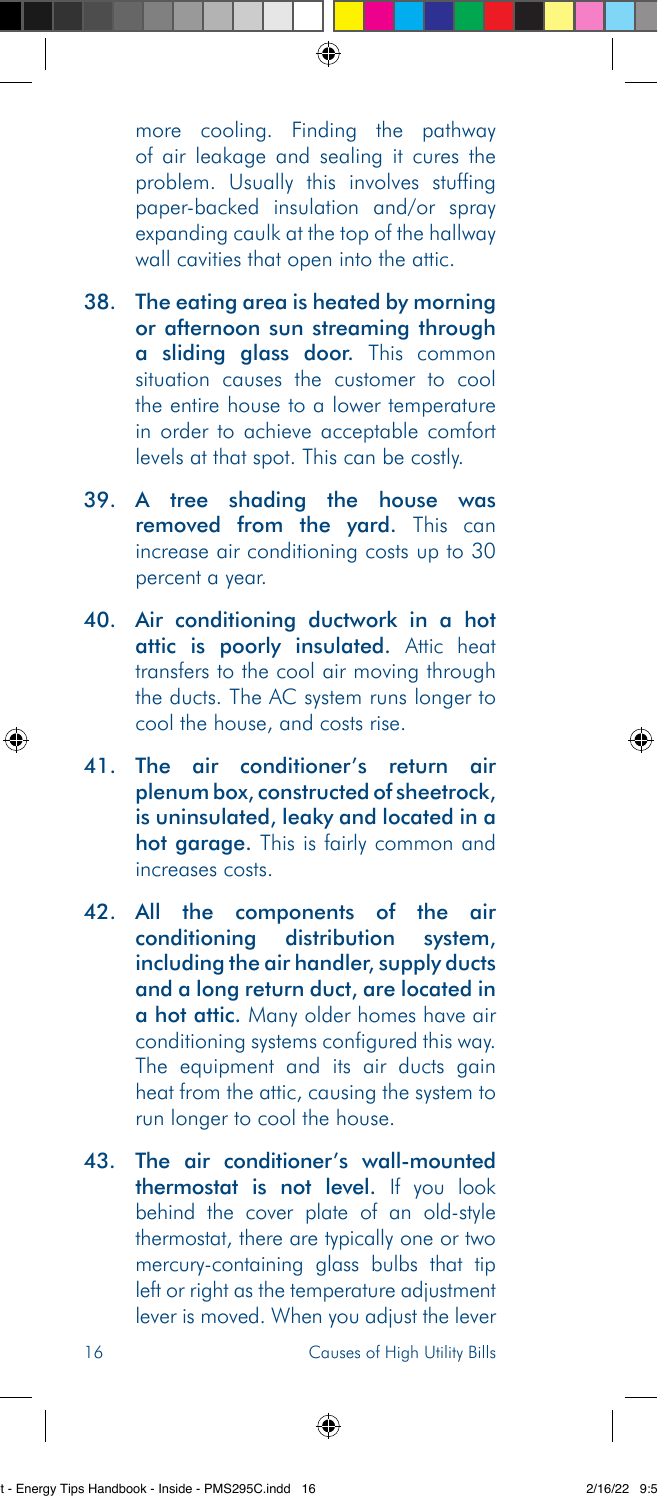more cooling. Finding the pathway of air leakage and sealing it cures the problem. Usually this involves stuffing paper-backed insulation and/or spray expanding caulk at the top of the hallway wall cavities that open into the attic.

38. **The eating area is heated by morning or afternoon sun streaming through a sliding glass door.** This common situation causes the customer to cool the entire house to a lower temperature in order to achieve acceptable comfort levels at that spot. This can be costly.

39. **A tree shading the house was removed from the yard.** This can increase air conditioning costs up to 30 percent a year.

40. **Air conditioning ductwork in a hot attic is poorly insulated.** Attic heat transfers to the cool air moving through the ducts. The AC system runs longer to cool the house, and costs rise.

41. **The air conditioner's return air plenum box, constructed of sheetrock, is uninsulated, leaky and located in a hot garage.** This is fairly common and increases costs.

42. **All the components of the air conditioning distribution system, including the air handler, supply ducts and a long return duct, are located in a hot attic.** Many older homes have air conditioning systems configured this way. The equipment and its air ducts gain heat from the attic, causing the system to run longer to cool the house.

43. **The air conditioner's wall-mounted thermostat is not level.** If you look behind the cover plate of an old-style thermostat, there are typically one or two mercury-containing glass bulbs that tip left or right as the temperature adjustment lever is moved. When you adjust the lever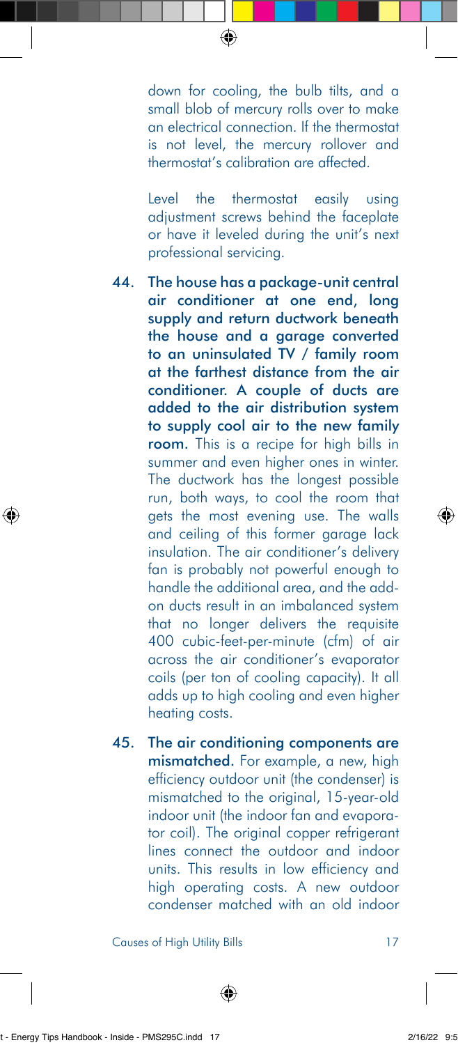down for cooling, the bulb tilts, and a small blob of mercury rolls over to make an electrical connection. If the thermostat is not level, the mercury rollover and thermostat's calibration are affected.

Level the thermostat easily using adjustment screws behind the faceplate or have it leveled during the unit's next professional servicing.

44. **The house has a package-unit central air conditioner at one end, long supply and return ductwork beneath the house and a garage converted to an uninsulated TV / family room at the farthest distance from the air conditioner. A couple of ducts are added to the air distribution system to supply cool air to the new family room.** This is a recipe for high bills in summer and even higher ones in winter. The ductwork has the longest possible run, both ways, to cool the room that gets the most evening use. The walls and ceiling of this former garage lack insulation. The air conditioner's delivery fan is probably not powerful enough to handle the additional area, and the add-on ducts result in an imbalanced system that no longer delivers the requisite 400 cubic-feet-per-minute (cfm) of air across the air conditioner's evaporator coils (per ton of cooling capacity). It all adds up to high cooling and even higher heating costs.

45. **The air conditioning components are mismatched.** For example, a new, high efficiency outdoor unit (the condenser) is mismatched to the original, 15-year-old indoor unit (the indoor fan and evaporator coil). The original copper refrigerant lines connect the outdoor and indoor units. This results in low efficiency and high operating costs. A new outdoor condenser matched with an old indoor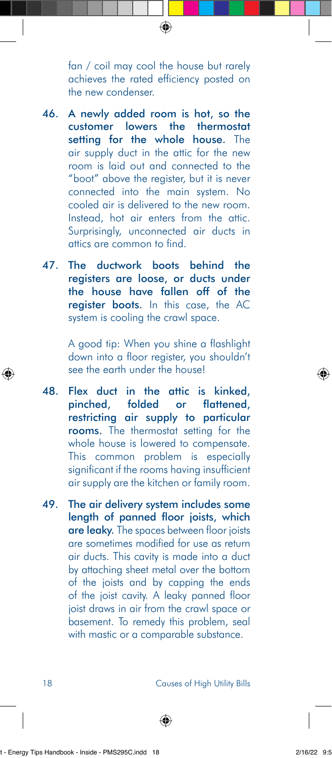fan / coil may cool the house but rarely achieves the rated efficiency posted on the new condenser.

46. **A newly added room is hot, so the customer lowers the thermostat setting for the whole house.** The air supply duct in the attic for the new room is laid out and connected to the "boot" above the register, but it is never connected into the main system. No cooled air is delivered to the new room. Instead, hot air enters from the attic. Surprisingly, unconnected air ducts in attics are common to find.

47. **The ductwork boots behind the registers are loose, or ducts under the house have fallen off of the register boots.** In this case, the AC system is cooling the crawl space.

    A good tip: When you shine a flashlight down into a floor register, you shouldn't see the earth under the house!

48. **Flex duct in the attic is kinked, pinched, folded or flattened, restricting air supply to particular rooms.** The thermostat setting for the whole house is lowered to compensate. This common problem is especially significant if the rooms having insufficient air supply are the kitchen or family room.

49. **The air delivery system includes some length of panned floor joists, which are leaky.** The spaces between floor joists are sometimes modified for use as return air ducts. This cavity is made into a duct by attaching sheet metal over the bottom of the joists and by capping the ends of the joist cavity. A leaky panned floor joist draws in air from the crawl space or basement. To remedy this problem, seal with mastic or a comparable substance.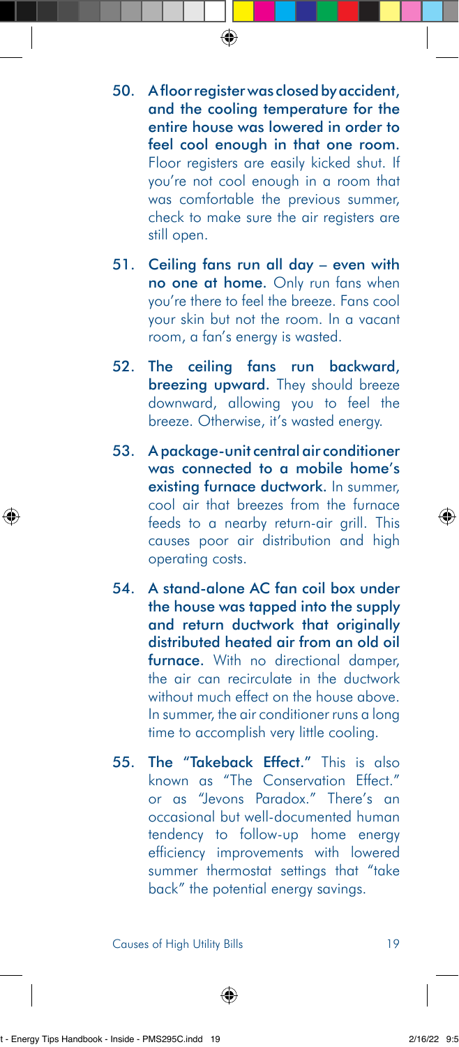50. **A floor register was closed by accident, and the cooling temperature for the entire house was lowered in order to feel cool enough in that one room.** Floor registers are easily kicked shut. If you're not cool enough in a room that was comfortable the previous summer, check to make sure the air registers are still open.

51. **Ceiling fans run all day – even with no one at home.** Only run fans when you're there to feel the breeze. Fans cool your skin but not the room. In a vacant room, a fan's energy is wasted.

52. **The ceiling fans run backward, breezing upward.** They should breeze downward, allowing you to feel the breeze. Otherwise, it's wasted energy.

53. **A package-unit central air conditioner was connected to a mobile home's existing furnace ductwork.** In summer, cool air that breezes from the furnace feeds to a nearby return-air grill. This causes poor air distribution and high operating costs.

54. **A stand-alone AC fan coil box under the house was tapped into the supply and return ductwork that originally distributed heated air from an old oil furnace.** With no directional damper, the air can recirculate in the ductwork without much effect on the house above. In summer, the air conditioner runs a long time to accomplish very little cooling.

55. **The "Takeback Effect."** This is also known as "The Conservation Effect." or as "Jevons Paradox." There's an occasional but well-documented human tendency to follow-up home energy efficiency improvements with lowered summer thermostat settings that "take back" the potential energy savings.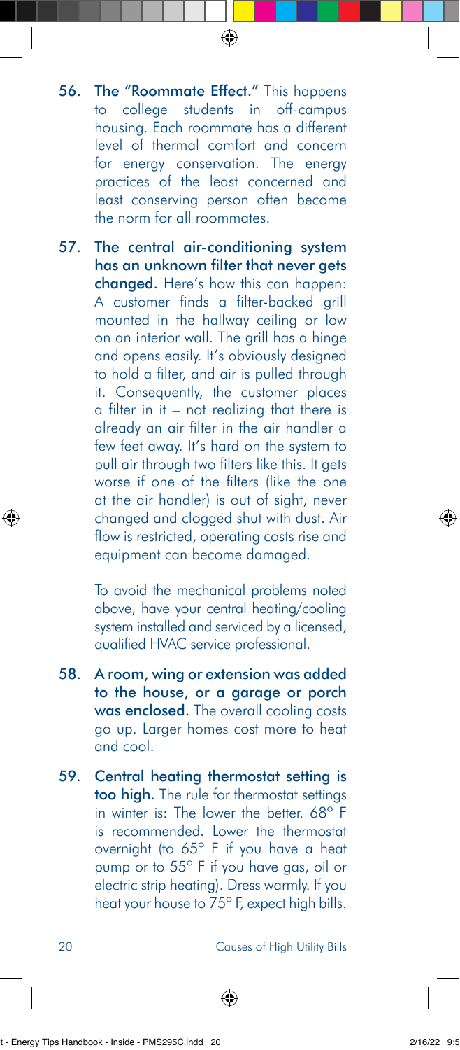56. **The "Roommate Effect."** This happens to college students in off-campus housing. Each roommate has a different level of thermal comfort and concern for energy conservation. The energy practices of the least concerned and least conserving person often become the norm for all roommates.

57. **The central air-conditioning system has an unknown filter that never gets changed.** Here's how this can happen: A customer finds a filter-backed grill mounted in the hallway ceiling or low on an interior wall. The grill has a hinge and opens easily. It's obviously designed to hold a filter, and air is pulled through it. Consequently, the customer places a filter in it – not realizing that there is already an air filter in the air handler a few feet away. It's hard on the system to pull air through two filters like this. It gets worse if one of the filters (like the one at the air handler) is out of sight, never changed and clogged shut with dust. Air flow is restricted, operating costs rise and equipment can become damaged.

    To avoid the mechanical problems noted above, have your central heating/cooling system installed and serviced by a licensed, qualified HVAC service professional.

58. **A room, wing or extension was added to the house, or a garage or porch was enclosed.** The overall cooling costs go up. Larger homes cost more to heat and cool.

59. **Central heating thermostat setting is too high.** The rule for thermostat settings in winter is: The lower the better. 68° F is recommended. Lower the thermostat overnight (to 65° F if you have a heat pump or to 55° F if you have gas, oil or electric strip heating). Dress warmly. If you heat your house to 75° F, expect high bills.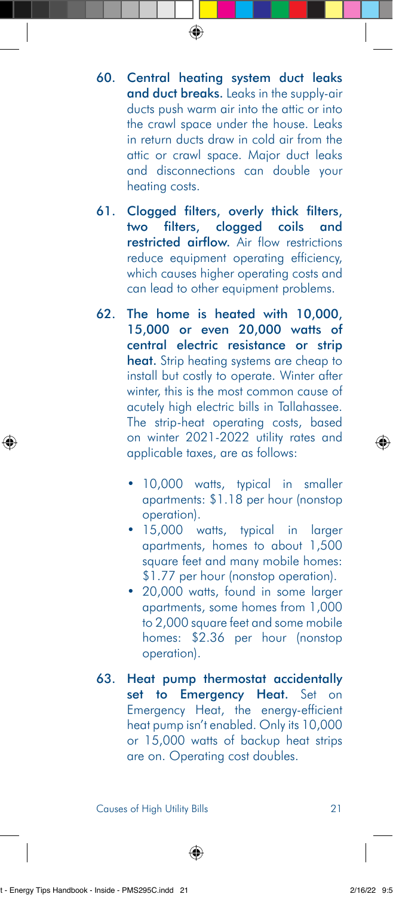60. **Central heating system duct leaks and duct breaks.** Leaks in the supply-air ducts push warm air into the attic or into the crawl space under the house. Leaks in return ducts draw in cold air from the attic or crawl space. Major duct leaks and disconnections can double your heating costs.

61. **Clogged filters, overly thick filters, two filters, clogged coils and restricted airflow.** Air flow restrictions reduce equipment operating efficiency, which causes higher operating costs and can lead to other equipment problems.

62. **The home is heated with 10,000, 15,000 or even 20,000 watts of central electric resistance or strip heat.** Strip heating systems are cheap to install but costly to operate. Winter after winter, this is the most common cause of acutely high electric bills in Tallahassee. The strip-heat operating costs, based on winter 2021-2022 utility rates and applicable taxes, are as follows:

    - 10,000 watts, typical in smaller apartments: $1.18 per hour (nonstop operation).
    - 15,000 watts, typical in larger apartments, homes to about 1,500 square feet and many mobile homes: $1.77 per hour (nonstop operation).
    - 20,000 watts, found in some larger apartments, some homes from 1,000 to 2,000 square feet and some mobile homes: $2.36 per hour (nonstop operation).

63. **Heat pump thermostat accidentally set to Emergency Heat.** Set on Emergency Heat, the energy-efficient heat pump isn't enabled. Only its 10,000 or 15,000 watts of backup heat strips are on. Operating cost doubles.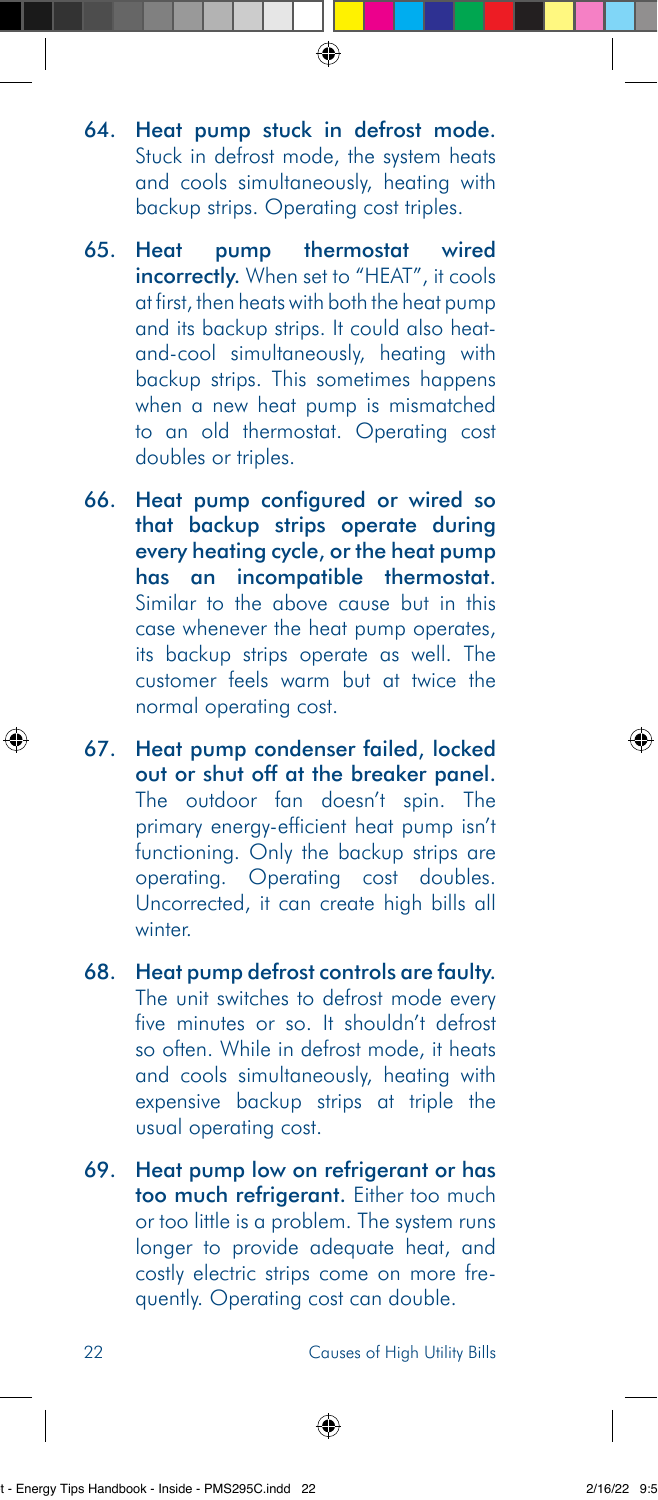64. **Heat pump stuck in defrost mode.** Stuck in defrost mode, the system heats and cools simultaneously, heating with backup strips. Operating cost triples.

65. **Heat pump thermostat wired incorrectly.** When set to "HEAT", it cools at first, then heats with both the heat pump and its backup strips. It could also heat-and-cool simultaneously, heating with backup strips. This sometimes happens when a new heat pump is mismatched to an old thermostat. Operating cost doubles or triples.

66. **Heat pump configured or wired so that backup strips operate during every heating cycle, or the heat pump has an incompatible thermostat.** Similar to the above cause but in this case whenever the heat pump operates, its backup strips operate as well. The customer feels warm but at twice the normal operating cost.

67. **Heat pump condenser failed, locked out or shut off at the breaker panel.** The outdoor fan doesn't spin. The primary energy-efficient heat pump isn't functioning. Only the backup strips are operating. Operating cost doubles. Uncorrected, it can create high bills all winter.

68. **Heat pump defrost controls are faulty.** The unit switches to defrost mode every five minutes or so. It shouldn't defrost so often. While in defrost mode, it heats and cools simultaneously, heating with expensive backup strips at triple the usual operating cost.

69. **Heat pump low on refrigerant or has too much refrigerant.** Either too much or too little is a problem. The system runs longer to provide adequate heat, and costly electric strips come on more frequently. Operating cost can double.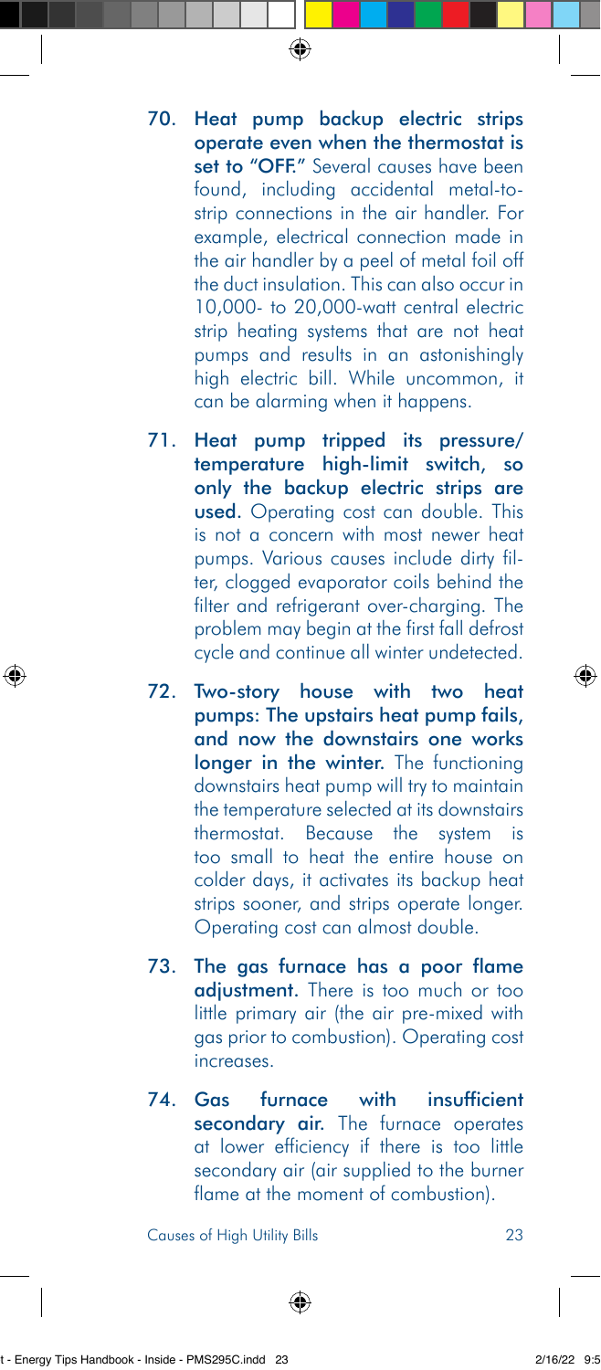70. **Heat pump backup electric strips operate even when the thermostat is set to "OFF."** Several causes have been found, including accidental metal-to-strip connections in the air handler. For example, electrical connection made in the air handler by a peel of metal foil off the duct insulation. This can also occur in 10,000- to 20,000-watt central electric strip heating systems that are not heat pumps and results in an astonishingly high electric bill. While uncommon, it can be alarming when it happens.

71. **Heat pump tripped its pressure/temperature high-limit switch, so only the backup electric strips are used.** Operating cost can double. This is not a concern with most newer heat pumps. Various causes include dirty filter, clogged evaporator coils behind the filter and refrigerant over-charging. The problem may begin at the first fall defrost cycle and continue all winter undetected.

72. **Two-story house with two heat pumps: The upstairs heat pump fails, and now the downstairs one works longer in the winter.** The functioning downstairs heat pump will try to maintain the temperature selected at its downstairs thermostat. Because the system is too small to heat the entire house on colder days, it activates its backup heat strips sooner, and strips operate longer. Operating cost can almost double.

73. **The gas furnace has a poor flame adjustment.** There is too much or too little primary air (the air pre-mixed with gas prior to combustion). Operating cost increases.

74. **Gas furnace with insufficient secondary air.** The furnace operates at lower efficiency if there is too little secondary air (air supplied to the burner flame at the moment of combustion).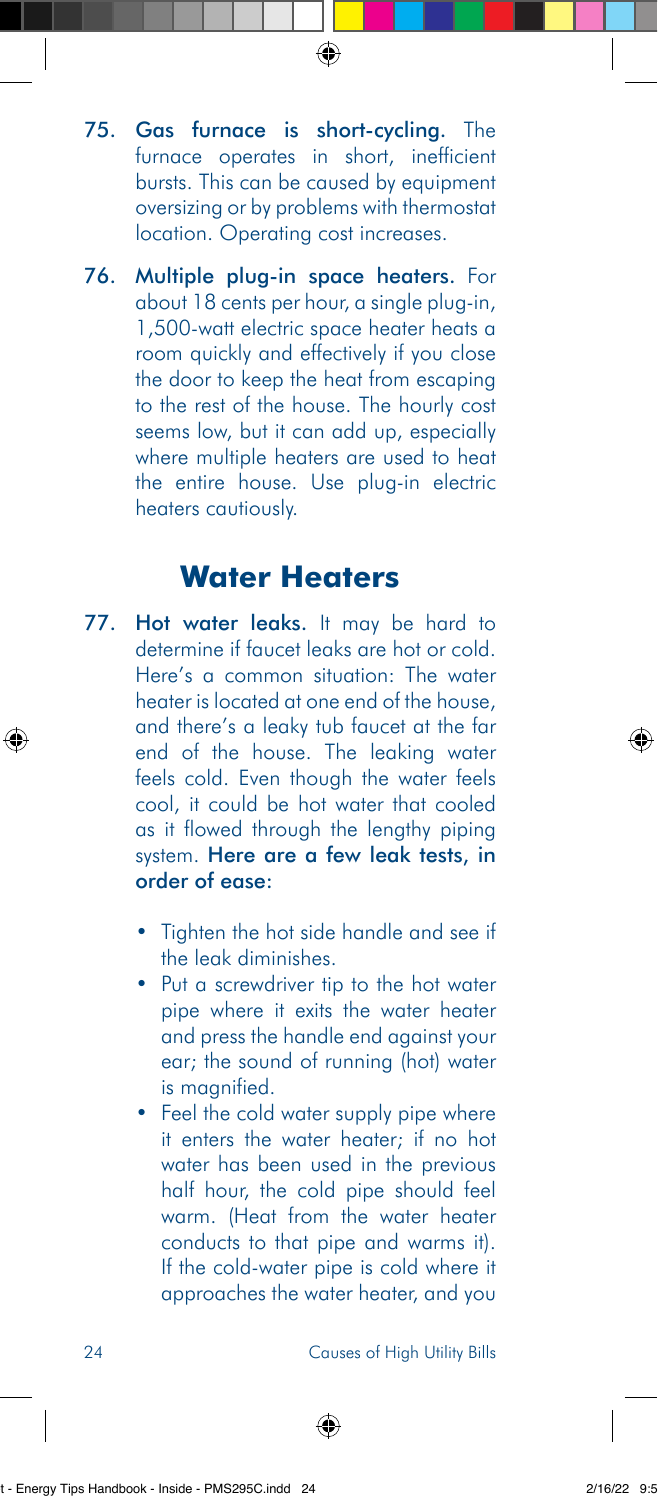75. **Gas furnace is short-cycling.** The furnace operates in short, inefficient bursts. This can be caused by equipment oversizing or by problems with thermostat location. Operating cost increases.

76. **Multiple plug-in space heaters.** For about 18 cents per hour, a single plug-in, 1,500-watt electric space heater heats a room quickly and effectively if you close the door to keep the heat from escaping to the rest of the house. The hourly cost seems low, but it can add up, especially where multiple heaters are used to heat the entire house. Use plug-in electric heaters cautiously.

## Water Heaters

77. **Hot water leaks.** It may be hard to determine if faucet leaks are hot or cold. Here's a common situation: The water heater is located at one end of the house, and there's a leaky tub faucet at the far end of the house. The leaking water feels cold. Even though the water feels cool, it could be hot water that cooled as it flowed through the lengthy piping system. **Here are a few leak tests, in order of ease:**

    - Tighten the hot side handle and see if the leak diminishes.
    - Put a screwdriver tip to the hot water pipe where it exits the water heater and press the handle end against your ear; the sound of running (hot) water is magnified.
    - Feel the cold water supply pipe where it enters the water heater; if no hot water has been used in the previous half hour, the cold pipe should feel warm. (Heat from the water heater conducts to that pipe and warms it). If the cold-water pipe is cold where it approaches the water heater, and you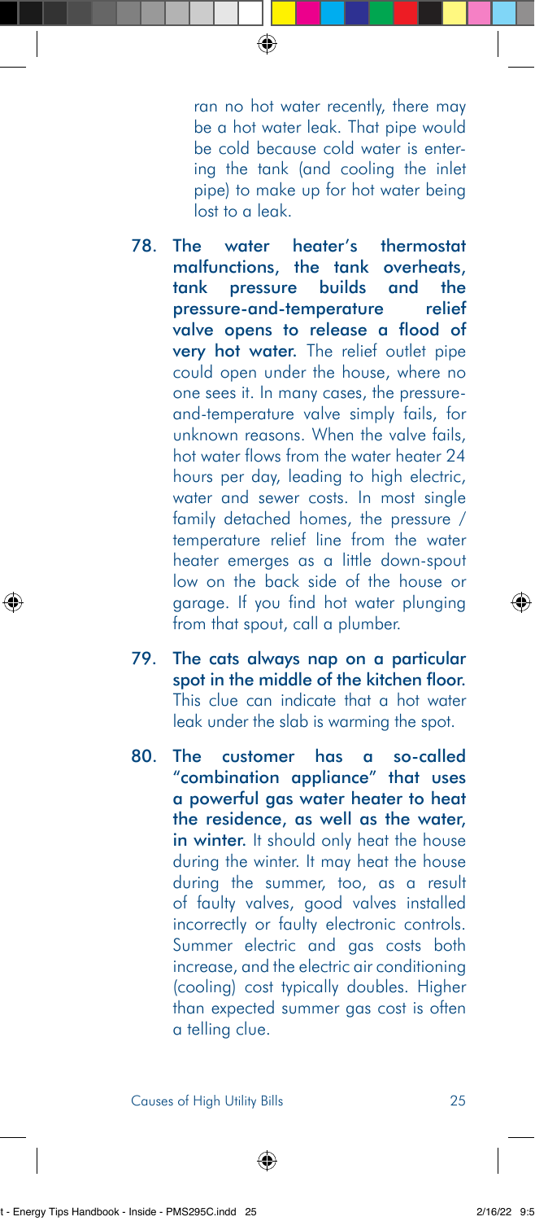ran no hot water recently, there may be a hot water leak. That pipe would be cold because cold water is entering the tank (and cooling the inlet pipe) to make up for hot water being lost to a leak.

78. **The water heater's thermostat malfunctions, the tank overheats, tank pressure builds and the pressure-and-temperature relief valve opens to release a flood of very hot water.** The relief outlet pipe could open under the house, where no one sees it. In many cases, the pressure-and-temperature valve simply fails, for unknown reasons. When the valve fails, hot water flows from the water heater 24 hours per day, leading to high electric, water and sewer costs. In most single family detached homes, the pressure / temperature relief line from the water heater emerges as a little down-spout low on the back side of the house or garage. If you find hot water plunging from that spout, call a plumber.

79. **The cats always nap on a particular spot in the middle of the kitchen floor.** This clue can indicate that a hot water leak under the slab is warming the spot.

80. **The customer has a so-called "combination appliance" that uses a powerful gas water heater to heat the residence, as well as the water, in winter.** It should only heat the house during the winter. It may heat the house during the summer, too, as a result of faulty valves, good valves installed incorrectly or faulty electronic controls. Summer electric and gas costs both increase, and the electric air conditioning (cooling) cost typically doubles. Higher than expected summer gas cost is often a telling clue.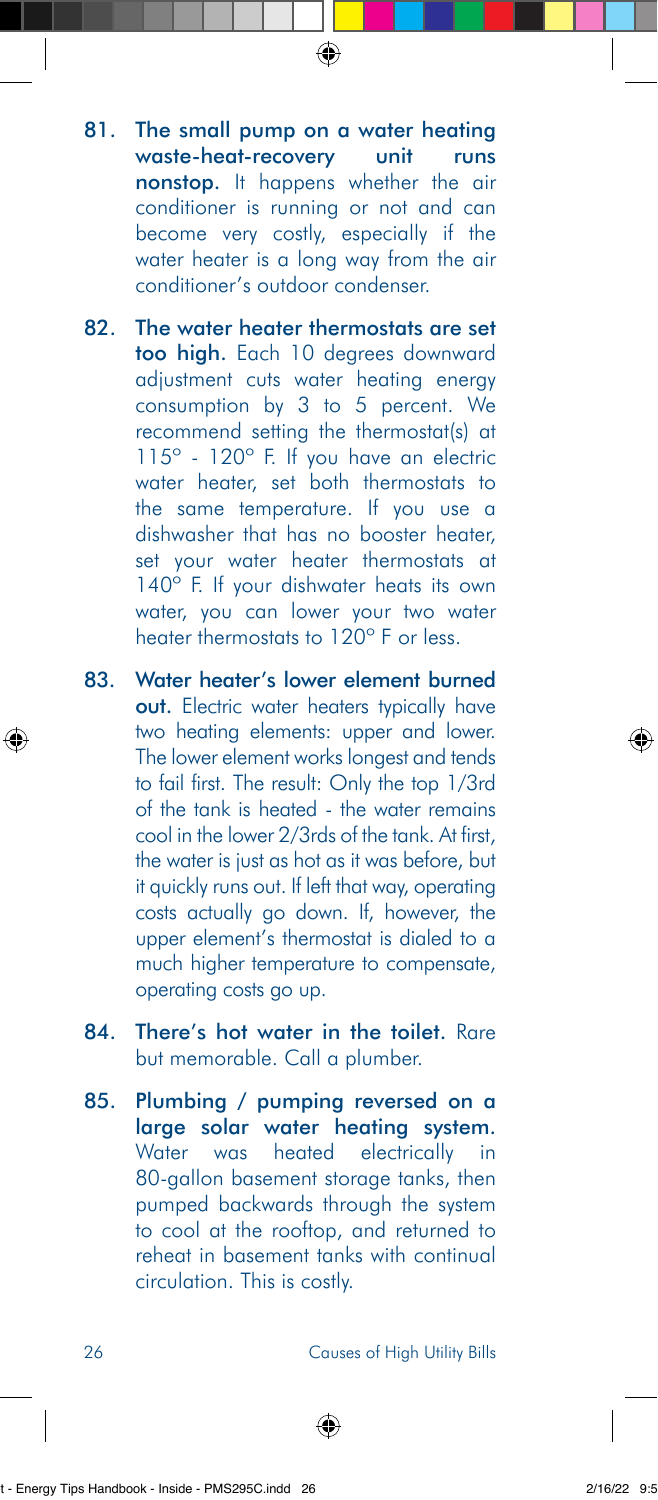81. **The small pump on a water heating waste-heat-recovery unit runs nonstop.** It happens whether the air conditioner is running or not and can become very costly, especially if the water heater is a long way from the air conditioner's outdoor condenser.

82. **The water heater thermostats are set too high.** Each 10 degrees downward adjustment cuts water heating energy consumption by 3 to 5 percent. We recommend setting the thermostat(s) at 115° - 120° F. If you have an electric water heater, set both thermostats to the same temperature. If you use a dishwasher that has no booster heater, set your water heater thermostats at 140° F. If your dishwater heats its own water, you can lower your two water heater thermostats to 120° F or less.

83. **Water heater's lower element burned out.** Electric water heaters typically have two heating elements: upper and lower. The lower element works longest and tends to fail first. The result: Only the top 1/3rd of the tank is heated - the water remains cool in the lower 2/3rds of the tank. At first, the water is just as hot as it was before, but it quickly runs out. If left that way, operating costs actually go down. If, however, the upper element's thermostat is dialed to a much higher temperature to compensate, operating costs go up.

84. **There's hot water in the toilet.** Rare but memorable. Call a plumber.

85. **Plumbing / pumping reversed on a large solar water heating system.** Water was heated electrically in 80-gallon basement storage tanks, then pumped backwards through the system to cool at the rooftop, and returned to reheat in basement tanks with continual circulation. This is costly.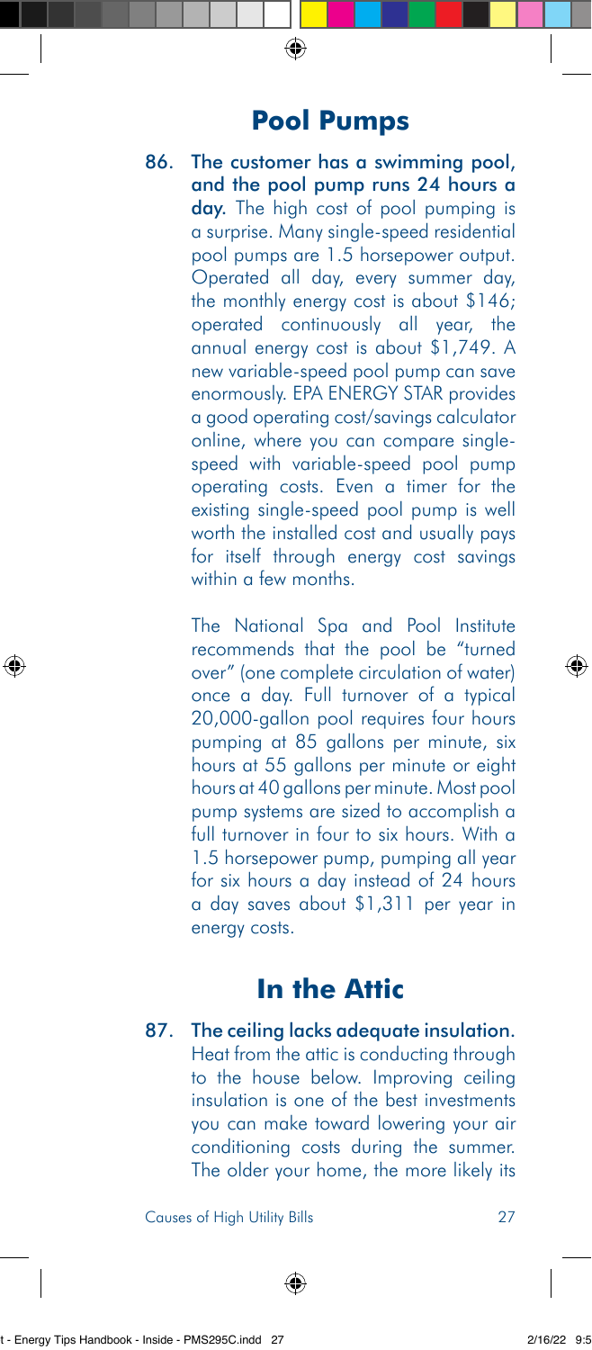## Pool Pumps

86. **The customer has a swimming pool, and the pool pump runs 24 hours a day.** The high cost of pool pumping is a surprise. Many single-speed residential pool pumps are 1.5 horsepower output. Operated all day, every summer day, the monthly energy cost is about $146; operated continuously all year, the annual energy cost is about $1,749. A new variable-speed pool pump can save enormously. EPA ENERGY STAR provides a good operating cost/savings calculator online, where you can compare single-speed with variable-speed pool pump operating costs. Even a timer for the existing single-speed pool pump is well worth the installed cost and usually pays for itself through energy cost savings within a few months.

    The National Spa and Pool Institute recommends that the pool be "turned over" (one complete circulation of water) once a day. Full turnover of a typical 20,000-gallon pool requires four hours pumping at 85 gallons per minute, six hours at 55 gallons per minute or eight hours at 40 gallons per minute. Most pool pump systems are sized to accomplish a full turnover in four to six hours. With a 1.5 horsepower pump, pumping all year for six hours a day instead of 24 hours a day saves about $1,311 per year in energy costs.

## In the Attic

87. **The ceiling lacks adequate insulation.** Heat from the attic is conducting through to the house below. Improving ceiling insulation is one of the best investments you can make toward lowering your air conditioning costs during the summer. The older your home, the more likely its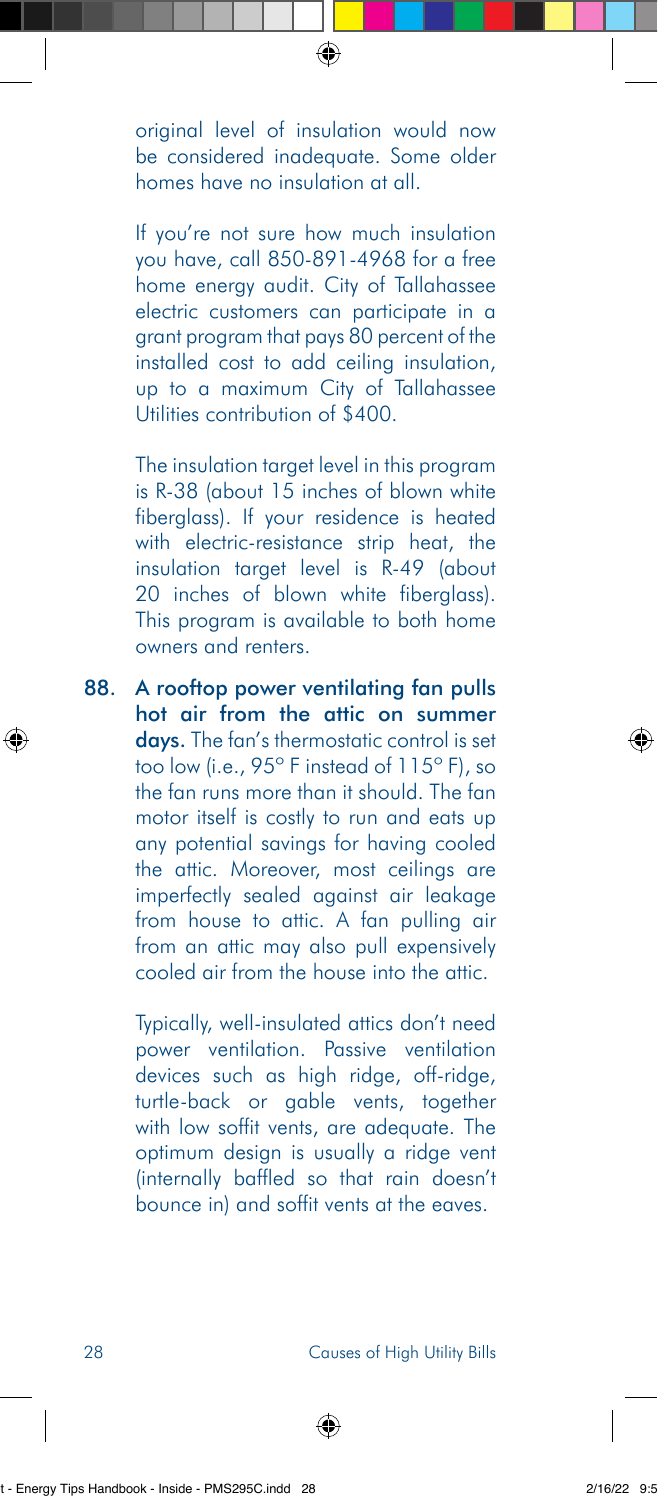original level of insulation would now be considered inadequate. Some older homes have no insulation at all.

If you're not sure how much insulation you have, call 850-891-4968 for a free home energy audit. City of Tallahassee electric customers can participate in a grant program that pays 80 percent of the installed cost to add ceiling insulation, up to a maximum City of Tallahassee Utilities contribution of $400.

The insulation target level in this program is R-38 (about 15 inches of blown white fiberglass). If your residence is heated with electric-resistance strip heat, the insulation target level is R-49 (about 20 inches of blown white fiberglass). This program is available to both home owners and renters.

88. **A rooftop power ventilating fan pulls hot air from the attic on summer days.** The fan's thermostatic control is set too low (i.e., 95° F instead of 115° F), so the fan runs more than it should. The fan motor itself is costly to run and eats up any potential savings for having cooled the attic. Moreover, most ceilings are imperfectly sealed against air leakage from house to attic. A fan pulling air from an attic may also pull expensively cooled air from the house into the attic.

    Typically, well-insulated attics don't need power ventilation. Passive ventilation devices such as high ridge, off-ridge, turtle-back or gable vents, together with low soffit vents, are adequate. The optimum design is usually a ridge vent (internally baffled so that rain doesn't bounce in) and soffit vents at the eaves.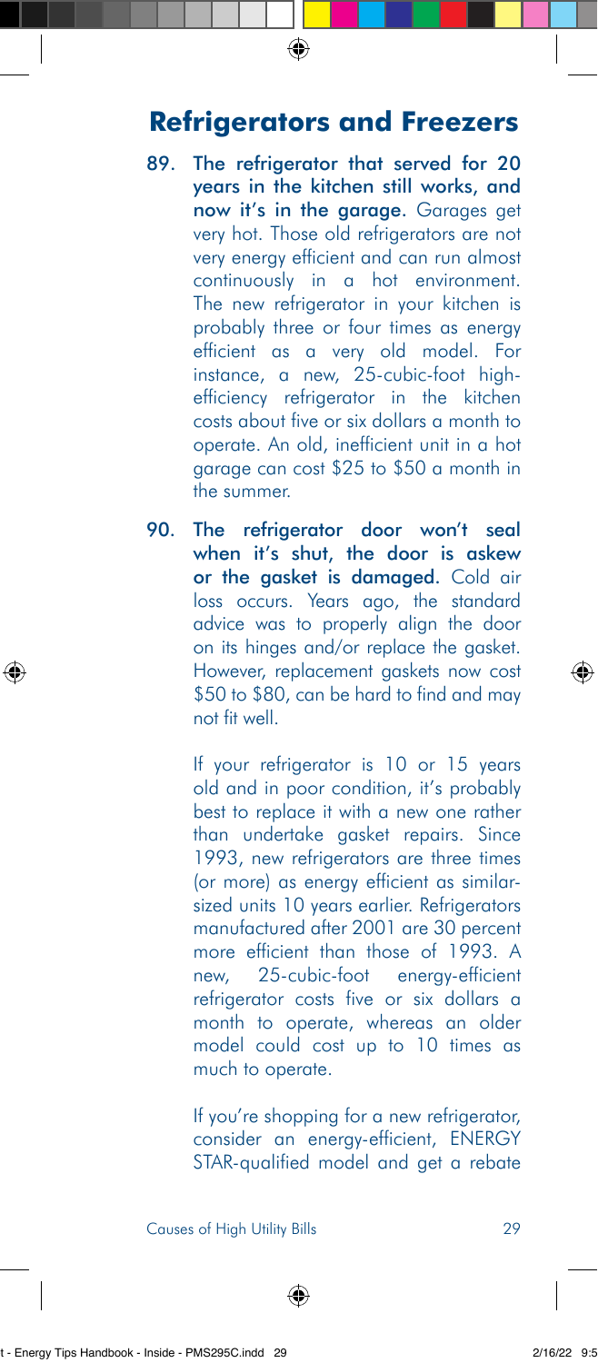## Refrigerators and Freezers

89. **The refrigerator that served for 20 years in the kitchen still works, and now it's in the garage.** Garages get very hot. Those old refrigerators are not very energy efficient and can run almost continuously in a hot environment. The new refrigerator in your kitchen is probably three or four times as energy efficient as a very old model. For instance, a new, 25-cubic-foot high-efficiency refrigerator in the kitchen costs about five or six dollars a month to operate. An old, inefficient unit in a hot garage can cost $25 to $50 a month in the summer.

90. **The refrigerator door won't seal when it's shut, the door is askew or the gasket is damaged.** Cold air loss occurs. Years ago, the standard advice was to properly align the door on its hinges and/or replace the gasket. However, replacement gaskets now cost $50 to $80, can be hard to find and may not fit well.

    If your refrigerator is 10 or 15 years old and in poor condition, it's probably best to replace it with a new one rather than undertake gasket repairs. Since 1993, new refrigerators are three times (or more) as energy efficient as similar-sized units 10 years earlier. Refrigerators manufactured after 2001 are 30 percent more efficient than those of 1993. A new, 25-cubic-foot energy-efficient refrigerator costs five or six dollars a month to operate, whereas an older model could cost up to 10 times as much to operate.

    If you're shopping for a new refrigerator, consider an energy-efficient, ENERGY STAR-qualified model and get a rebate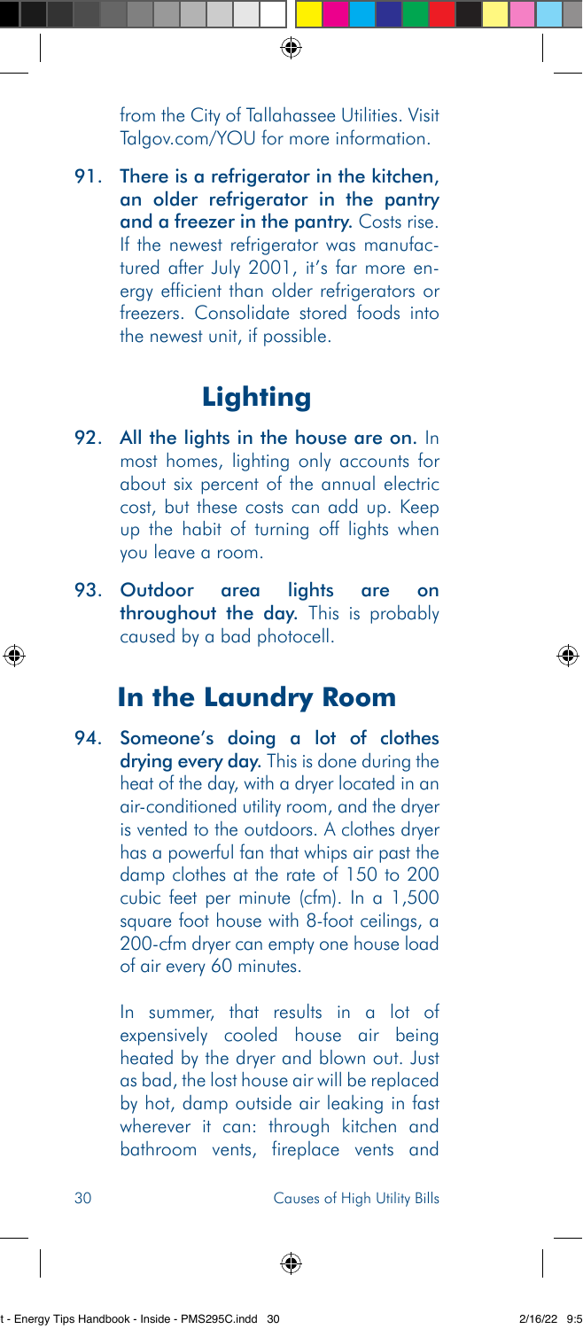from the City of Tallahassee Utilities. Visit Talgov.com/YOU for more information.

91. **There is a refrigerator in the kitchen, an older refrigerator in the pantry and a freezer in the pantry.** Costs rise. If the newest refrigerator was manufactured after July 2001, it's far more energy efficient than older refrigerators or freezers. Consolidate stored foods into the newest unit, if possible.

## Lighting

92. **All the lights in the house are on.** In most homes, lighting only accounts for about six percent of the annual electric cost, but these costs can add up. Keep up the habit of turning off lights when you leave a room.

93. **Outdoor area lights are on throughout the day.** This is probably caused by a bad photocell.

## In the Laundry Room

94. **Someone's doing a lot of clothes drying every day.** This is done during the heat of the day, with a dryer located in an air-conditioned utility room, and the dryer is vented to the outdoors. A clothes dryer has a powerful fan that whips air past the damp clothes at the rate of 150 to 200 cubic feet per minute (cfm). In a 1,500 square foot house with 8-foot ceilings, a 200-cfm dryer can empty one house load of air every 60 minutes.

    In summer, that results in a lot of expensively cooled house air being heated by the dryer and blown out. Just as bad, the lost house air will be replaced by hot, damp outside air leaking in fast wherever it can: through kitchen and bathroom vents, fireplace vents and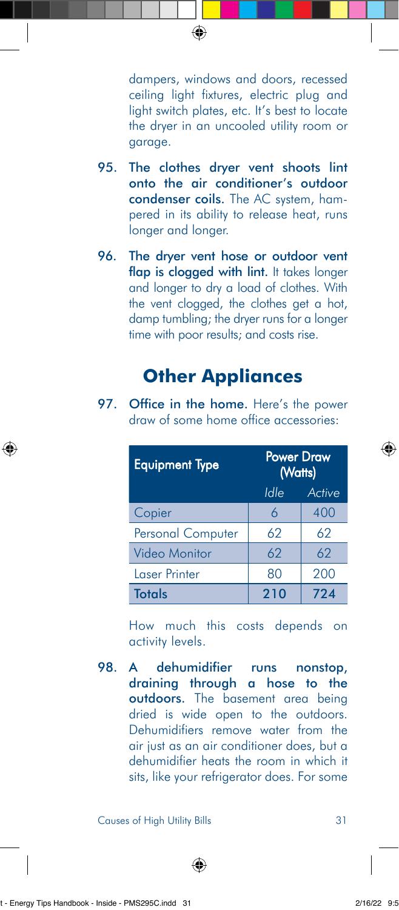dampers, windows and doors, recessed ceiling light fixtures, electric plug and light switch plates, etc. It's best to locate the dryer in an uncooled utility room or garage.

95. **The clothes dryer vent shoots lint onto the air conditioner's outdoor condenser coils.** The AC system, hampered in its ability to release heat, runs longer and longer.

96. **The dryer vent hose or outdoor vent flap is clogged with lint.** It takes longer and longer to dry a load of clothes. With the vent clogged, the clothes get a hot, damp tumbling; the dryer runs for a longer time with poor results; and costs rise.

## Other Appliances

97. **Office in the home.** Here's the power draw of some home office accessories:

| Equipment Type | Power Draw (Watts) | |
|---|---|---|
| | *Idle* | *Active* |
| Copier | 6 | 400 |
| Personal Computer | 62 | 62 |
| Video Monitor | 62 | 62 |
| Laser Printer | 80 | 200 |
| **Totals** | **210** | **724** |

How much this costs depends on activity levels.

98. **A dehumidifier runs nonstop, draining through a hose to the outdoors.** The basement area being dried is wide open to the outdoors. Dehumidifiers remove water from the air just as an air conditioner does, but a dehumidifier heats the room in which it sits, like your refrigerator does. For some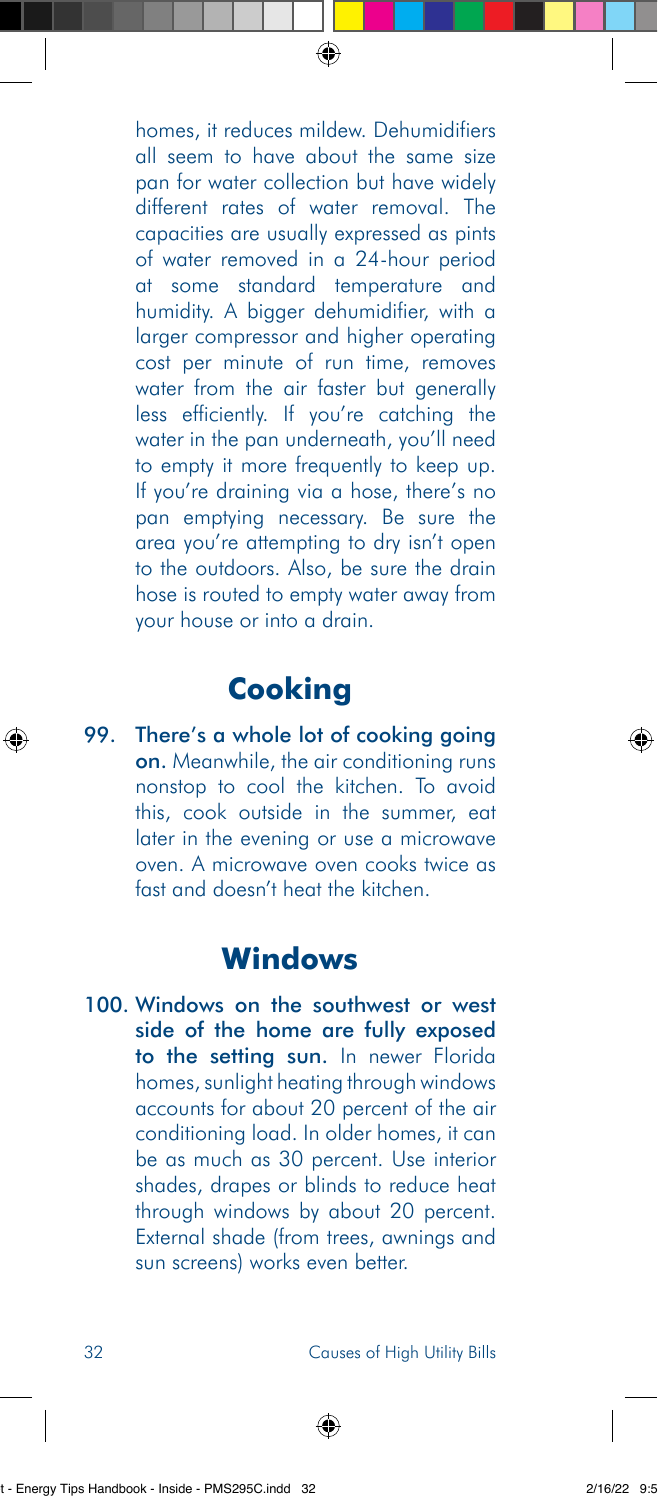homes, it reduces mildew. Dehumidifiers all seem to have about the same size pan for water collection but have widely different rates of water removal. The capacities are usually expressed as pints of water removed in a 24-hour period at some standard temperature and humidity. A bigger dehumidifier, with a larger compressor and higher operating cost per minute of run time, removes water from the air faster but generally less efficiently. If you're catching the water in the pan underneath, you'll need to empty it more frequently to keep up. If you're draining via a hose, there's no pan emptying necessary. Be sure the area you're attempting to dry isn't open to the outdoors. Also, be sure the drain hose is routed to empty water away from your house or into a drain.

## Cooking

99. **There's a whole lot of cooking going on.** Meanwhile, the air conditioning runs nonstop to cool the kitchen. To avoid this, cook outside in the summer, eat later in the evening or use a microwave oven. A microwave oven cooks twice as fast and doesn't heat the kitchen.

## Windows

100. **Windows on the southwest or west side of the home are fully exposed to the setting sun.** In newer Florida homes, sunlight heating through windows accounts for about 20 percent of the air conditioning load. In older homes, it can be as much as 30 percent. Use interior shades, drapes or blinds to reduce heat through windows by about 20 percent. External shade (from trees, awnings and sun screens) works even better.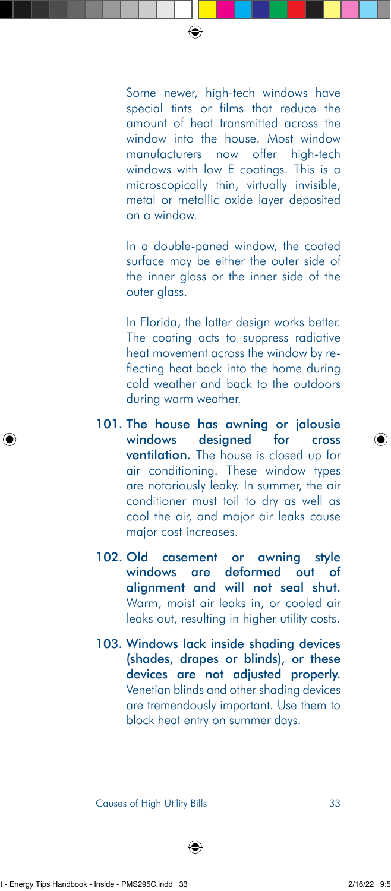Some newer, high-tech windows have special tints or films that reduce the amount of heat transmitted across the window into the house. Most window manufacturers now offer high-tech windows with low E coatings. This is a microscopically thin, virtually invisible, metal or metallic oxide layer deposited on a window.

In a double-paned window, the coated surface may be either the outer side of the inner glass or the inner side of the outer glass.

In Florida, the latter design works better. The coating acts to suppress radiative heat movement across the window by reflecting heat back into the home during cold weather and back to the outdoors during warm weather.

101. **The house has awning or jalousie windows designed for cross ventilation.** The house is closed up for air conditioning. These window types are notoriously leaky. In summer, the air conditioner must toil to dry as well as cool the air, and major air leaks cause major cost increases.

102. **Old casement or awning style windows are deformed out of alignment and will not seal shut.** Warm, moist air leaks in, or cooled air leaks out, resulting in higher utility costs.

103. **Windows lack inside shading devices (shades, drapes or blinds), or these devices are not adjusted properly.** Venetian blinds and other shading devices are tremendously important. Use them to block heat entry on summer days.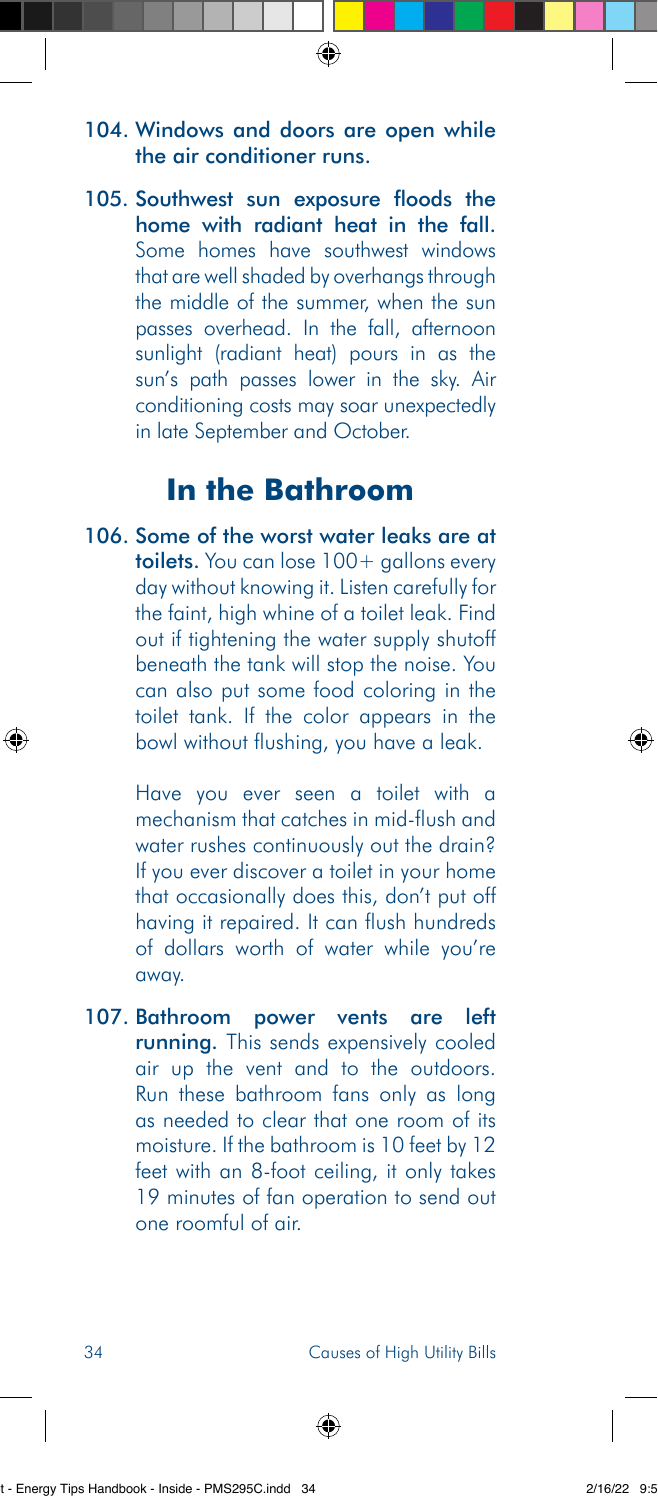104. **Windows and doors are open while the air conditioner runs.**

105. **Southwest sun exposure floods the home with radiant heat in the fall.** Some homes have southwest windows that are well shaded by overhangs through the middle of the summer, when the sun passes overhead. In the fall, afternoon sunlight (radiant heat) pours in as the sun's path passes lower in the sky. Air conditioning costs may soar unexpectedly in late September and October.

## In the Bathroom

106. **Some of the worst water leaks are at toilets.** You can lose 100+ gallons every day without knowing it. Listen carefully for the faint, high whine of a toilet leak. Find out if tightening the water supply shutoff beneath the tank will stop the noise. You can also put some food coloring in the toilet tank. If the color appears in the bowl without flushing, you have a leak.

    Have you ever seen a toilet with a mechanism that catches in mid-flush and water rushes continuously out the drain? If you ever discover a toilet in your home that occasionally does this, don't put off having it repaired. It can flush hundreds of dollars worth of water while you're away.

107. **Bathroom power vents are left running.** This sends expensively cooled air up the vent and to the outdoors. Run these bathroom fans only as long as needed to clear that one room of its moisture. If the bathroom is 10 feet by 12 feet with an 8-foot ceiling, it only takes 19 minutes of fan operation to send out one roomful of air.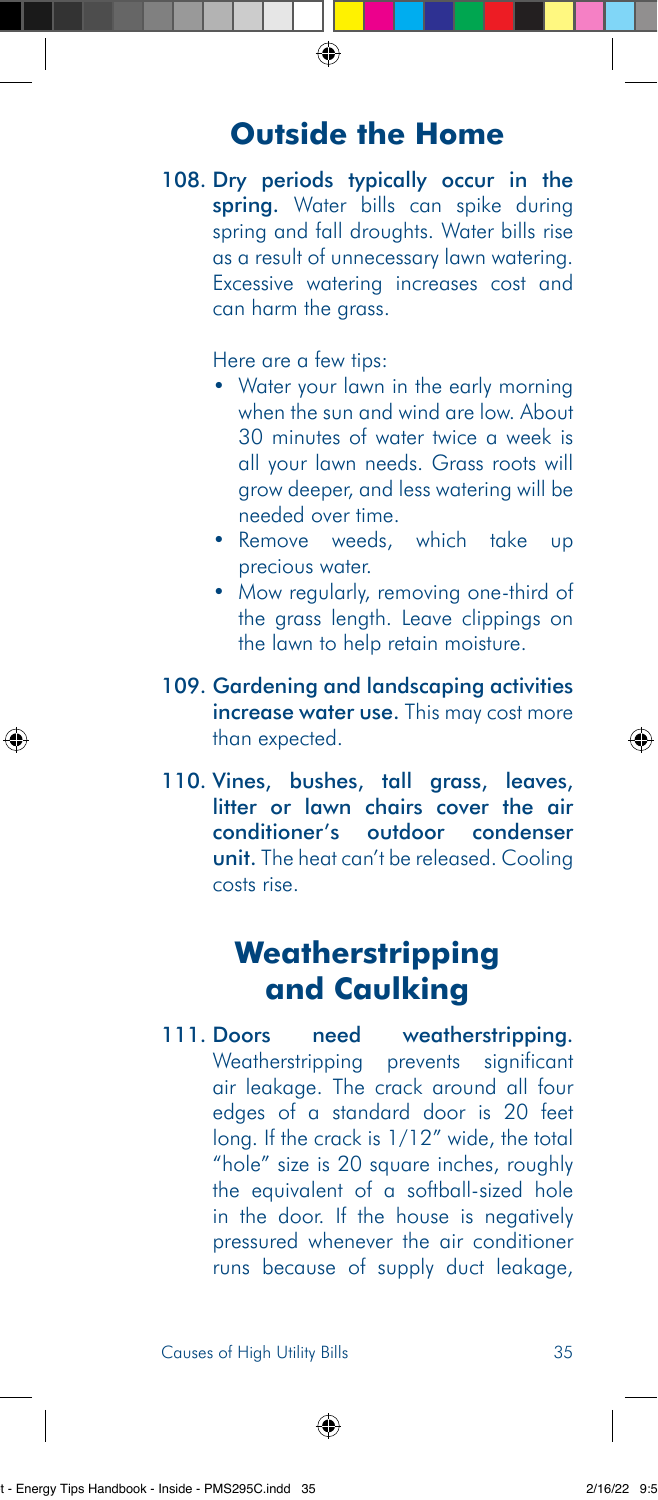## Outside the Home

108. **Dry periods typically occur in the spring.** Water bills can spike during spring and fall droughts. Water bills rise as a result of unnecessary lawn watering. Excessive watering increases cost and can harm the grass.

    Here are a few tips:

    - Water your lawn in the early morning when the sun and wind are low. About 30 minutes of water twice a week is all your lawn needs. Grass roots will grow deeper, and less watering will be needed over time.
    - Remove weeds, which take up precious water.
    - Mow regularly, removing one-third of the grass length. Leave clippings on the lawn to help retain moisture.

109. **Gardening and landscaping activities increase water use.** This may cost more than expected.

110. **Vines, bushes, tall grass, leaves, litter or lawn chairs cover the air conditioner's outdoor condenser unit.** The heat can't be released. Cooling costs rise.

## Weatherstripping and Caulking

111. **Doors need weatherstripping.** Weatherstripping prevents significant air leakage. The crack around all four edges of a standard door is 20 feet long. If the crack is 1/12" wide, the total "hole" size is 20 square inches, roughly the equivalent of a softball-sized hole in the door. If the house is negatively pressured whenever the air conditioner runs because of supply duct leakage,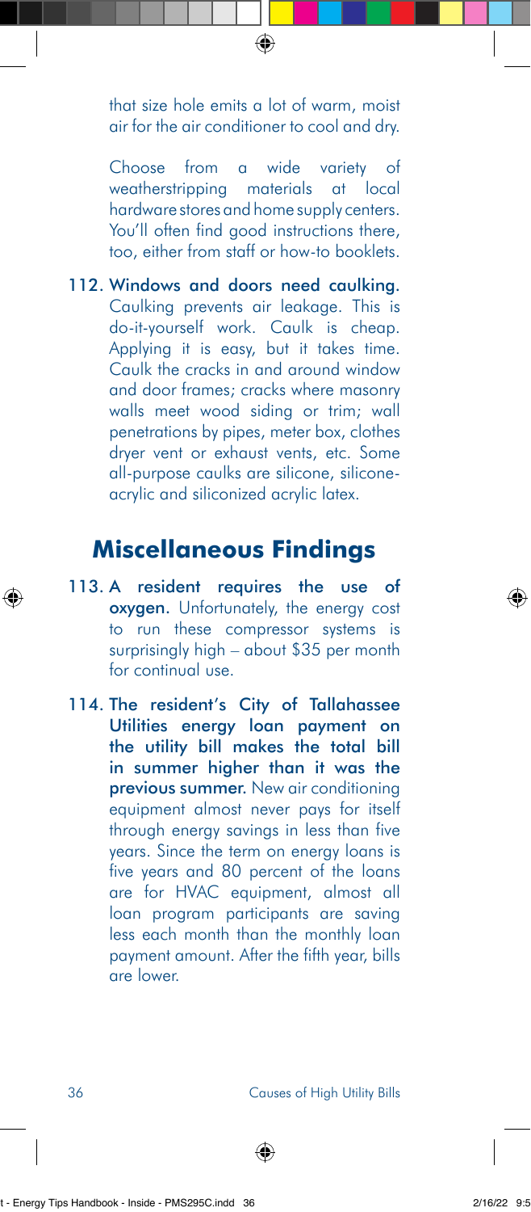that size hole emits a lot of warm, moist air for the air conditioner to cool and dry.

Choose from a wide variety of weatherstripping materials at local hardware stores and home supply centers. You'll often find good instructions there, too, either from staff or how-to booklets.

112. **Windows and doors need caulking.** Caulking prevents air leakage. This is do-it-yourself work. Caulk is cheap. Applying it is easy, but it takes time. Caulk the cracks in and around window and door frames; cracks where masonry walls meet wood siding or trim; wall penetrations by pipes, meter box, clothes dryer vent or exhaust vents, etc. Some all-purpose caulks are silicone, silicone-acrylic and siliconized acrylic latex.

## Miscellaneous Findings

113. **A resident requires the use of oxygen.** Unfortunately, the energy cost to run these compressor systems is surprisingly high – about $35 per month for continual use.

114. **The resident's City of Tallahassee Utilities energy loan payment on the utility bill makes the total bill in summer higher than it was the previous summer.** New air conditioning equipment almost never pays for itself through energy savings in less than five years. Since the term on energy loans is five years and 80 percent of the loans are for HVAC equipment, almost all loan program participants are saving less each month than the monthly loan payment amount. After the fifth year, bills are lower.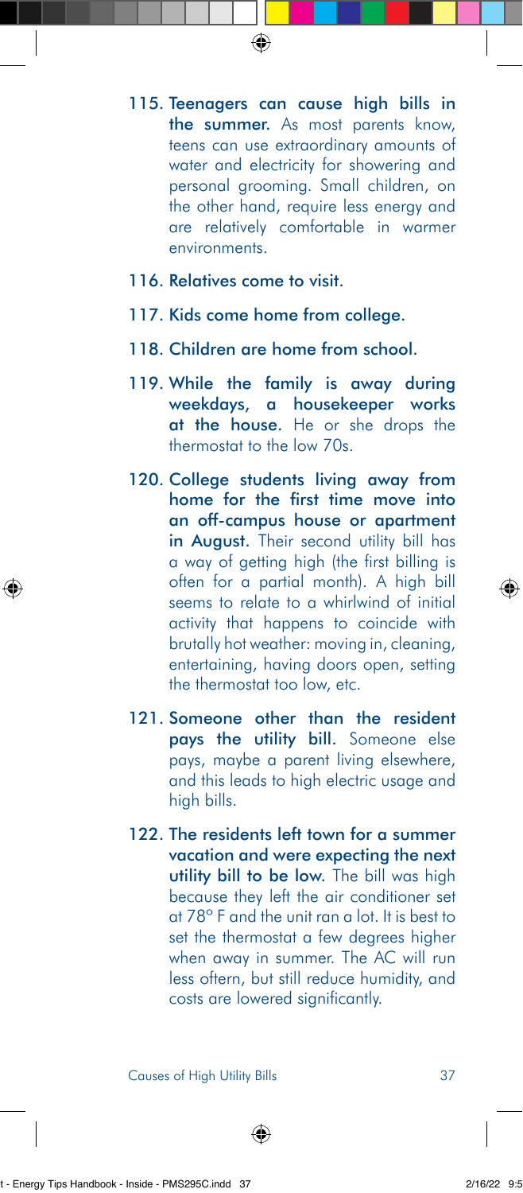115. **Teenagers can cause high bills in the summer.** As most parents know, teens can use extraordinary amounts of water and electricity for showering and personal grooming. Small children, on the other hand, require less energy and are relatively comfortable in warmer environments.

116. **Relatives come to visit.**

117. **Kids come home from college.**

118. **Children are home from school.**

119. **While the family is away during weekdays, a housekeeper works at the house.** He or she drops the thermostat to the low 70s.

120. **College students living away from home for the first time move into an off-campus house or apartment in August.** Their second utility bill has a way of getting high (the first billing is often for a partial month). A high bill seems to relate to a whirlwind of initial activity that happens to coincide with brutally hot weather: moving in, cleaning, entertaining, having doors open, setting the thermostat too low, etc.

121. **Someone other than the resident pays the utility bill.** Someone else pays, maybe a parent living elsewhere, and this leads to high electric usage and high bills.

122. **The residents left town for a summer vacation and were expecting the next utility bill to be low.** The bill was high because they left the air conditioner set at 78° F and the unit ran a lot. It is best to set the thermostat a few degrees higher when away in summer. The AC will run less oftern, but still reduce humidity, and costs are lowered significantly.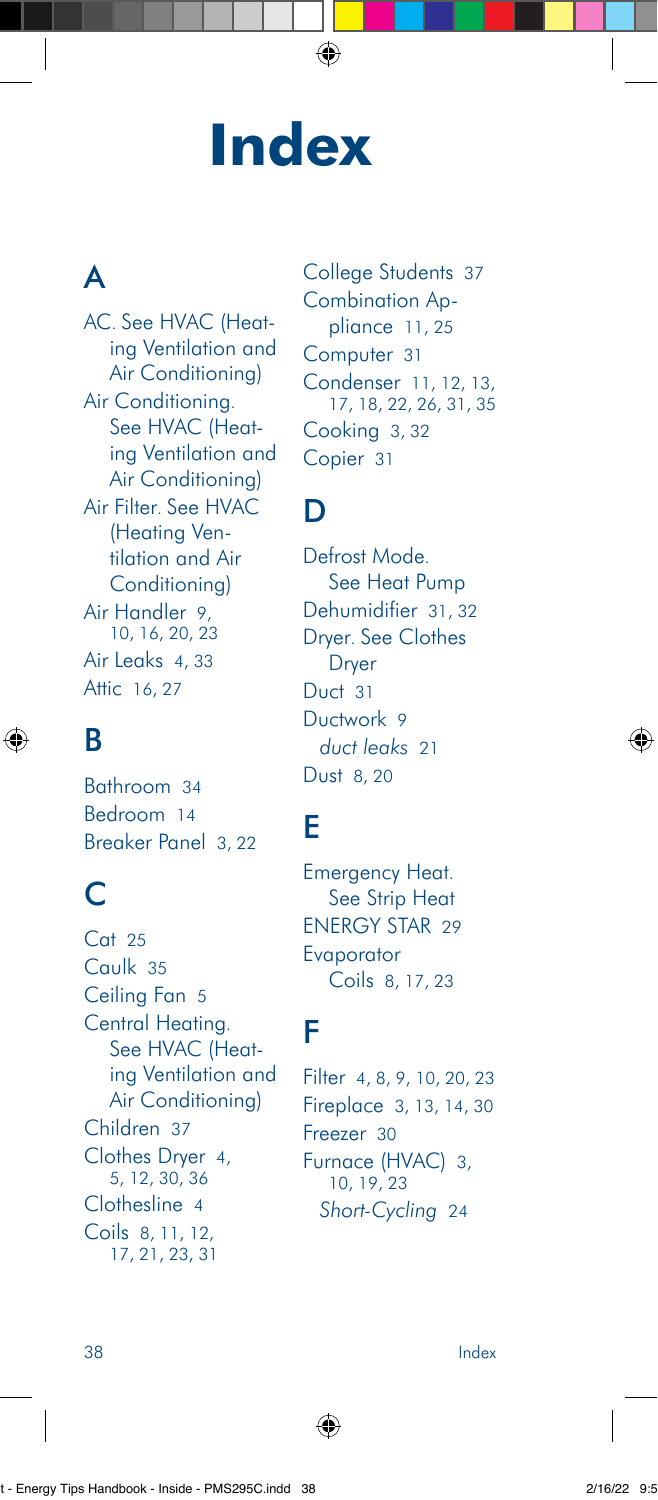# Index

## A

AC. See HVAC (Heating Ventilation and Air Conditioning)
Air Conditioning. See HVAC (Heating Ventilation and Air Conditioning)
Air Filter. See HVAC (Heating Ventilation and Air Conditioning)
Air Handler 9, 10, 16, 20, 23
Air Leaks 4, 33
Attic 16, 27

## B

Bathroom 34
Bedroom 14
Breaker Panel 3, 22

## C

Cat 25
Caulk 35
Ceiling Fan 5
Central Heating. See HVAC (Heating Ventilation and Air Conditioning)
Children 37
Clothes Dryer 4, 5, 12, 30, 36
Clothesline 4
Coils 8, 11, 12, 17, 21, 23, 31
College Students 37
Combination Appliance 11, 25
Computer 31
Condenser 11, 12, 13, 17, 18, 22, 26, 31, 35
Cooking 3, 32
Copier 31

## D

Defrost Mode. See Heat Pump
Dehumidifier 31, 32
Dryer. See Clothes Dryer
Duct 31
Ductwork 9
  *duct leaks* 21
Dust 8, 20

## E

Emergency Heat. See Strip Heat
ENERGY STAR 29
Evaporator Coils 8, 17, 23

## F

Filter 4, 8, 9, 10, 20, 23
Fireplace 3, 13, 14, 30
Freezer 30
Furnace (HVAC) 3, 10, 19, 23
  *Short-Cycling* 24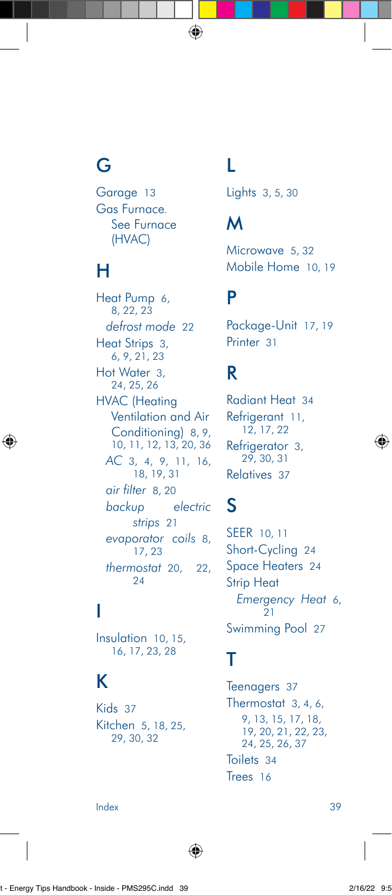## G

Garage 13
Gas Furnace. See Furnace (HVAC)

## H

Heat Pump 6, 8, 22, 23
- *defrost mode* 22

Heat Strips 3, 6, 9, 21, 23
Hot Water 3, 24, 25, 26
HVAC (Heating Ventilation and Air Conditioning) 8, 9, 10, 11, 12, 13, 20, 36
- *AC* 3, 4, 9, 11, 16, 18, 19, 31
- *air filter* 8, 20
- *backup electric strips* 21
- *evaporator coils* 8, 17, 23
- *thermostat* 20, 22, 24

## I

Insulation 10, 15, 16, 17, 23, 28

## K

Kids 37
Kitchen 5, 18, 25, 29, 30, 32

## L

Lights 3, 5, 30

## M

Microwave 5, 32
Mobile Home 10, 19

## P

Package-Unit 17, 19
Printer 31

## R

Radiant Heat 34
Refrigerant 11, 12, 17, 22
Refrigerator 3, 29, 30, 31
Relatives 37

## S

SEER 10, 11
Short-Cycling 24
Space Heaters 24
Strip Heat
- *Emergency Heat* 6, 21

Swimming Pool 27

## T

Teenagers 37
Thermostat 3, 4, 6, 9, 13, 15, 17, 18, 19, 20, 21, 22, 23, 24, 25, 26, 37
Toilets 34
Trees 16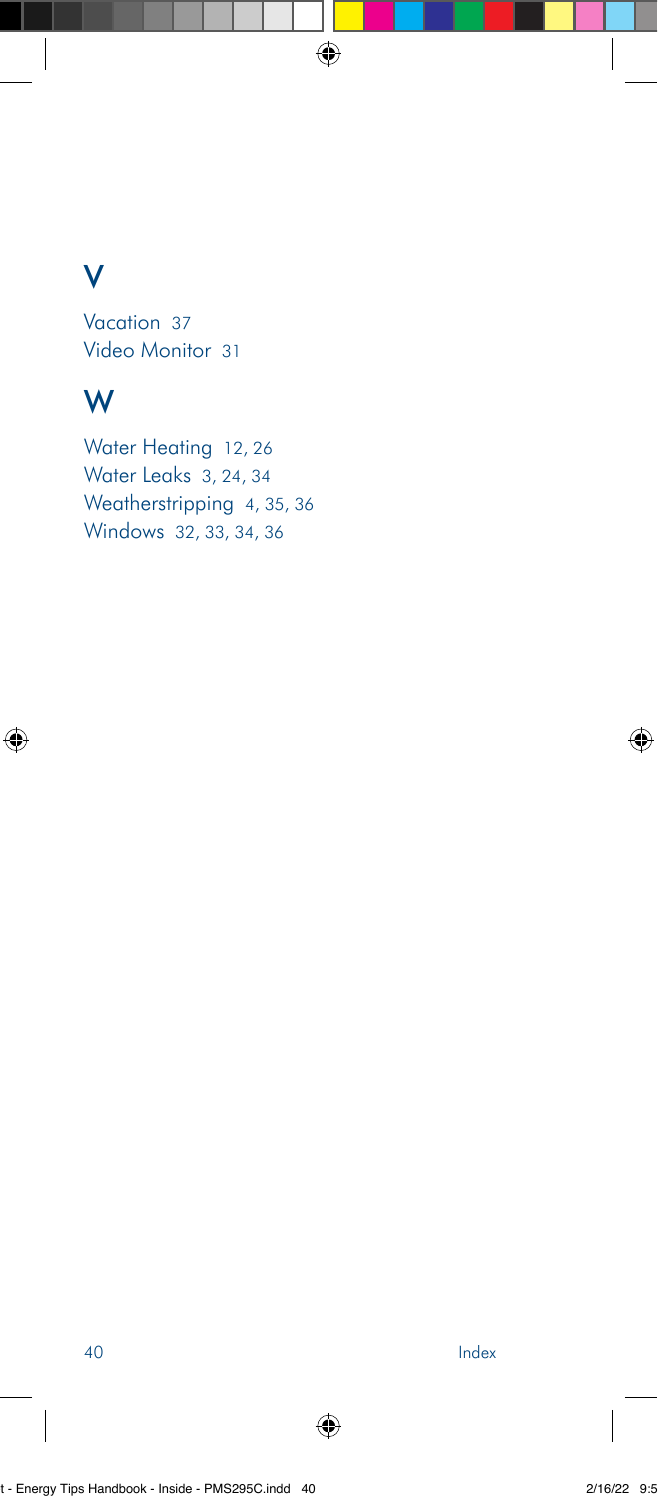## V

Vacation 37
Video Monitor 31

## W

Water Heating 12, 26
Water Leaks 3, 24, 34
Weatherstripping 4, 35, 36
Windows 32, 33, 34, 36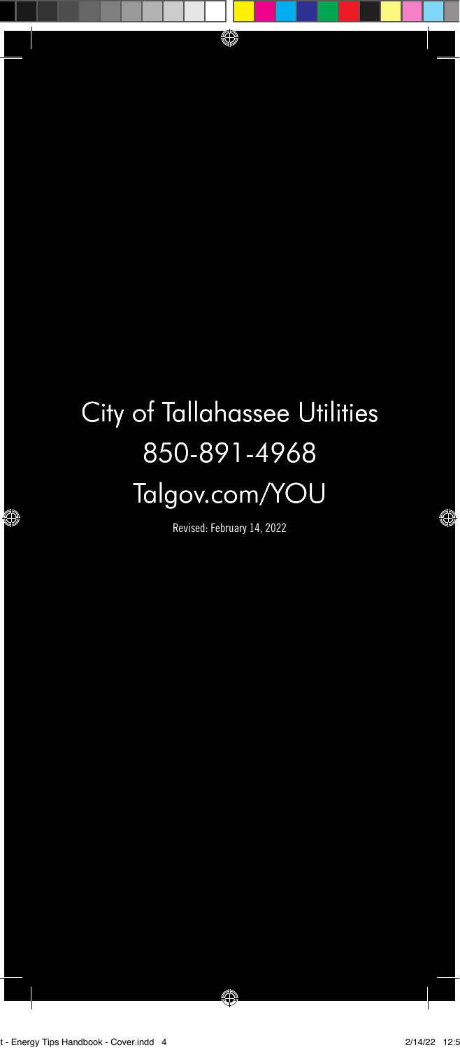City of Tallahassee Utilities

850-891-4968

Talgov.com/YOU

Revised: February 14, 2022